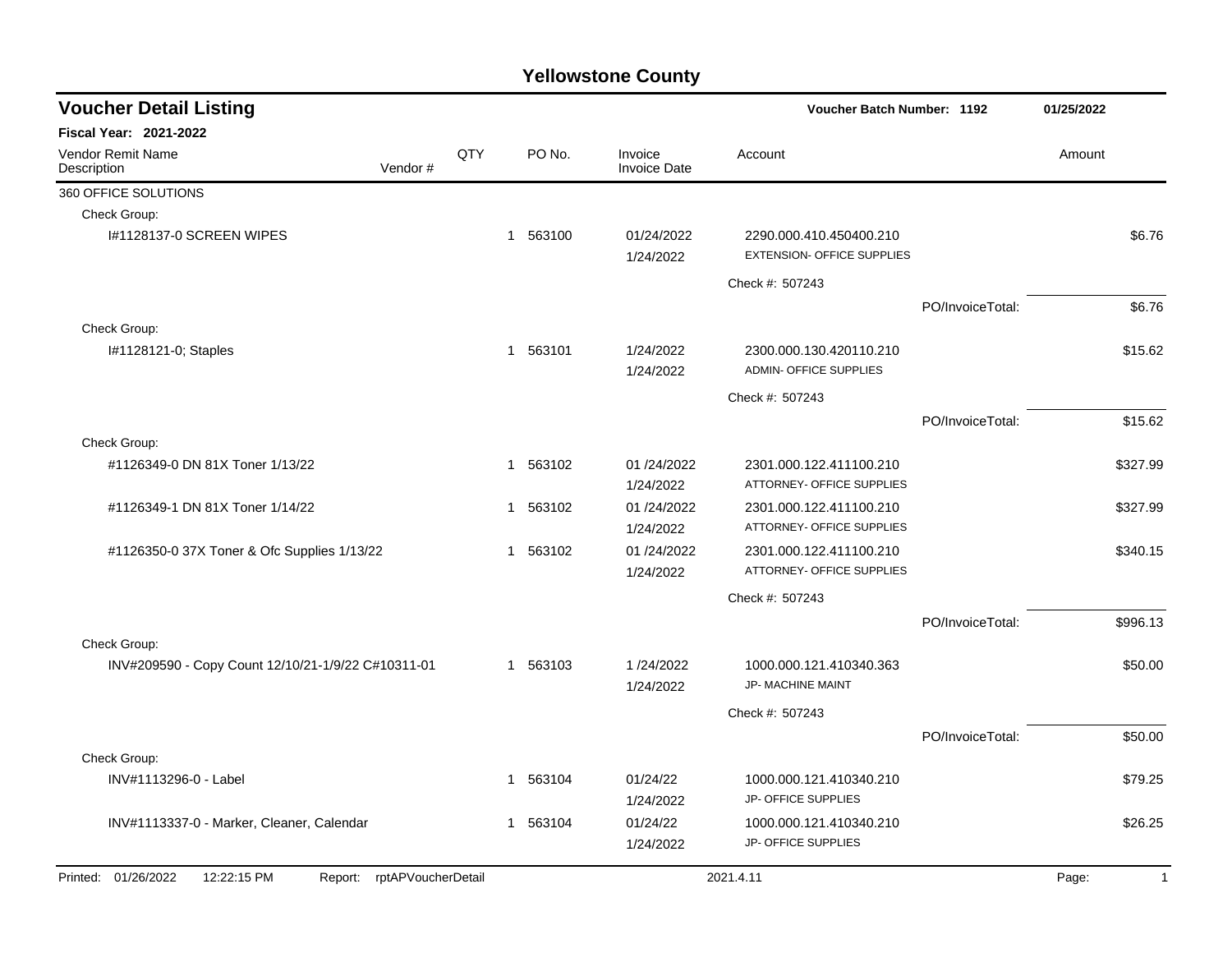# Yellowstone County

## Voucher Detail Listing

**Voucher Batch Number: 1192** — 01/25/2022

**Fiscal Year: 2021-2022**

| Vendor Remit Name / Description | Vendor # | QTY | PO No. | Invoice / Invoice Date | Account | | Amount |
|---|---|---|---|---|---|---|---|
| 360 OFFICE SOLUTIONS | | | | | | | |
| Check Group: | | | | | | | |
| I#1128137-0 SCREEN WIPES | | 1 | 563100 | 01/24/2022<br>1/24/2022 | 2290.000.410.450400.210<br>EXTENSION- OFFICE SUPPLIES | | $6.76 |
| | | | | | Check #: 507243 | | |
| | | | | | | PO/InvoiceTotal: | $6.76 |
| Check Group: | | | | | | | |
| I#1128121-0; Staples | | 1 | 563101 | 1/24/2022<br>1/24/2022 | 2300.000.130.420110.210<br>ADMIN- OFFICE SUPPLIES | | $15.62 |
| | | | | | Check #: 507243 | | |
| | | | | | | PO/InvoiceTotal: | $15.62 |
| Check Group: | | | | | | | |
| #1126349-0 DN 81X Toner 1/13/22 | | 1 | 563102 | 01 /24/2022<br>1/24/2022 | 2301.000.122.411100.210<br>ATTORNEY- OFFICE SUPPLIES | | $327.99 |
| #1126349-1 DN 81X Toner 1/14/22 | | 1 | 563102 | 01 /24/2022<br>1/24/2022 | 2301.000.122.411100.210<br>ATTORNEY- OFFICE SUPPLIES | | $327.99 |
| #1126350-0 37X Toner & Ofc Supplies 1/13/22 | | 1 | 563102 | 01 /24/2022<br>1/24/2022 | 2301.000.122.411100.210<br>ATTORNEY- OFFICE SUPPLIES | | $340.15 |
| | | | | | Check #: 507243 | | |
| | | | | | | PO/InvoiceTotal: | $996.13 |
| Check Group: | | | | | | | |
| INV#209590 - Copy Count 12/10/21-1/9/22 C#10311-01 | | 1 | 563103 | 1 /24/2022<br>1/24/2022 | 1000.000.121.410340.363<br>JP- MACHINE MAINT | | $50.00 |
| | | | | | Check #: 507243 | | |
| | | | | | | PO/InvoiceTotal: | $50.00 |
| Check Group: | | | | | | | |
| INV#1113296-0 - Label | | 1 | 563104 | 01/24/22<br>1/24/2022 | 1000.000.121.410340.210<br>JP- OFFICE SUPPLIES | | $79.25 |
| INV#1113337-0 - Marker, Cleaner, Calendar | | 1 | 563104 | 01/24/22<br>1/24/2022 | 1000.000.121.410340.210<br>JP- OFFICE SUPPLIES | | $26.25 |

Printed: 01/26/2022 12:22:15 PM Report: rptAPVoucherDetail 2021.4.11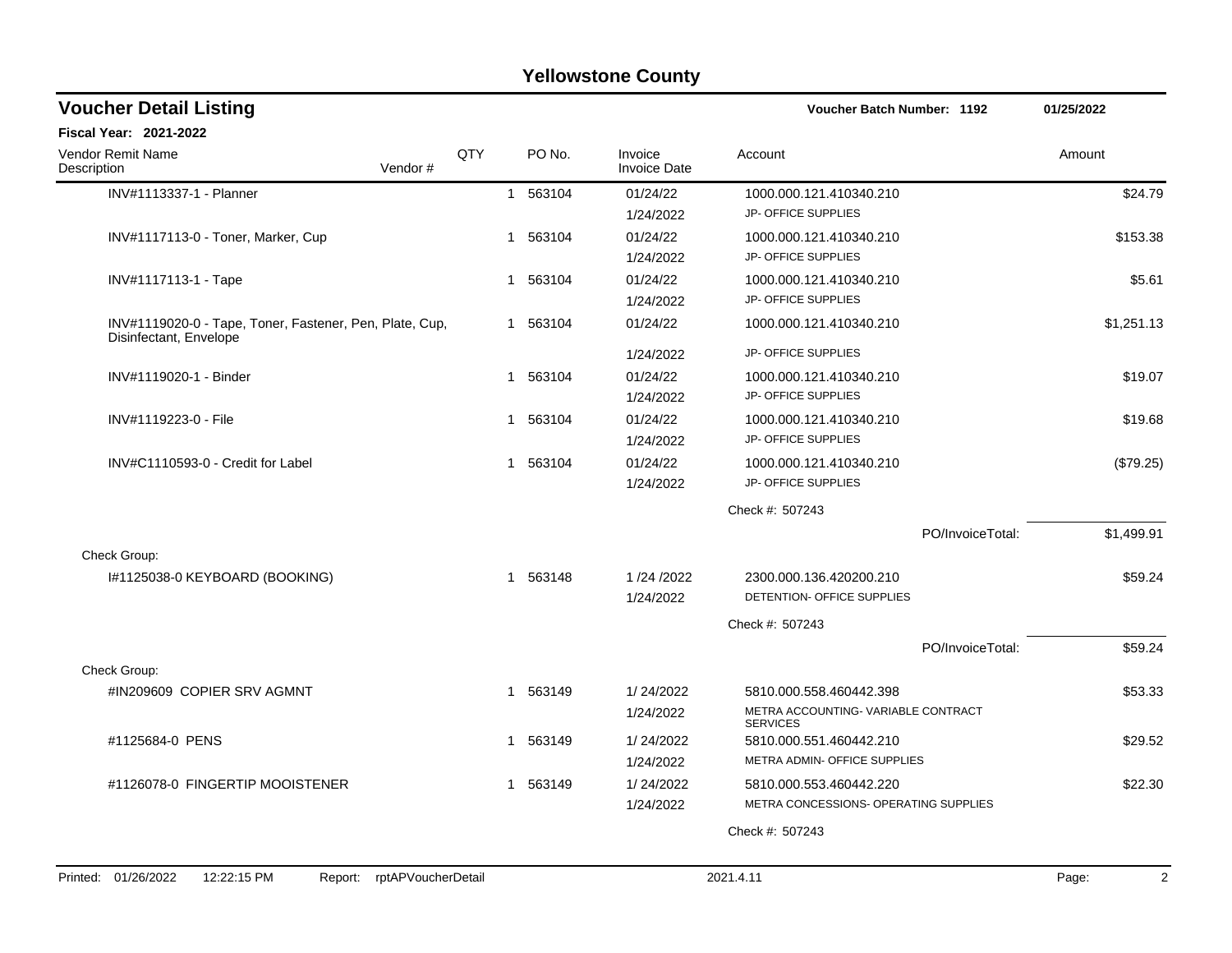# Yellowstone County

## Voucher Detail Listing

**Voucher Batch Number: 1192** 01/25/2022

**Fiscal Year: 2021-2022**

| Vendor Remit Name / Description | Vendor # | QTY | PO No. | Invoice / Invoice Date | Account | Amount |
|---|---|---|---|---|---|---|
| INV#1113337-1 - Planner | | 1 | 563104 | 01/24/22<br>1/24/2022 | 1000.000.121.410340.210<br>JP- OFFICE SUPPLIES | $24.79 |
| INV#1117113-0 - Toner, Marker, Cup | | 1 | 563104 | 01/24/22<br>1/24/2022 | 1000.000.121.410340.210<br>JP- OFFICE SUPPLIES | $153.38 |
| INV#1117113-1 - Tape | | 1 | 563104 | 01/24/22<br>1/24/2022 | 1000.000.121.410340.210<br>JP- OFFICE SUPPLIES | $5.61 |
| INV#1119020-0 - Tape, Toner, Fastener, Pen, Plate, Cup, Disinfectant, Envelope | | 1 | 563104 | 01/24/22<br>1/24/2022 | 1000.000.121.410340.210<br>JP- OFFICE SUPPLIES | $1,251.13 |
| INV#1119020-1 - Binder | | 1 | 563104 | 01/24/22<br>1/24/2022 | 1000.000.121.410340.210<br>JP- OFFICE SUPPLIES | $19.07 |
| INV#1119223-0 - File | | 1 | 563104 | 01/24/22<br>1/24/2022 | 1000.000.121.410340.210<br>JP- OFFICE SUPPLIES | $19.68 |
| INV#C1110593-0 - Credit for Label | | 1 | 563104 | 01/24/22<br>1/24/2022 | 1000.000.121.410340.210<br>JP- OFFICE SUPPLIES | ($79.25) |
| | | | | | Check #: 507243 | |
| | | | | | PO/InvoiceTotal: | $1,499.91 |
| Check Group: | | | | | | |
| I#1125038-0 KEYBOARD (BOOKING) | | 1 | 563148 | 1 /24 /2022<br>1/24/2022 | 2300.000.136.420200.210<br>DETENTION- OFFICE SUPPLIES | $59.24 |
| | | | | | Check #: 507243 | |
| | | | | | PO/InvoiceTotal: | $59.24 |
| Check Group: | | | | | | |
| #IN209609 COPIER SRV AGMNT | | 1 | 563149 | 1/ 24/2022<br>1/24/2022 | 5810.000.558.460442.398<br>METRA ACCOUNTING- VARIABLE CONTRACT SERVICES | $53.33 |
| #1125684-0 PENS | | 1 | 563149 | 1/ 24/2022<br>1/24/2022 | 5810.000.551.460442.210<br>METRA ADMIN- OFFICE SUPPLIES | $29.52 |
| #1126078-0 FINGERTIP MOOISTENER | | 1 | 563149 | 1/ 24/2022<br>1/24/2022 | 5810.000.553.460442.220<br>METRA CONCESSIONS- OPERATING SUPPLIES | $22.30 |
| | | | | | Check #: 507243 | |

Printed: 01/26/2022 12:22:15 PM Report: rptAPVoucherDetail 2021.4.11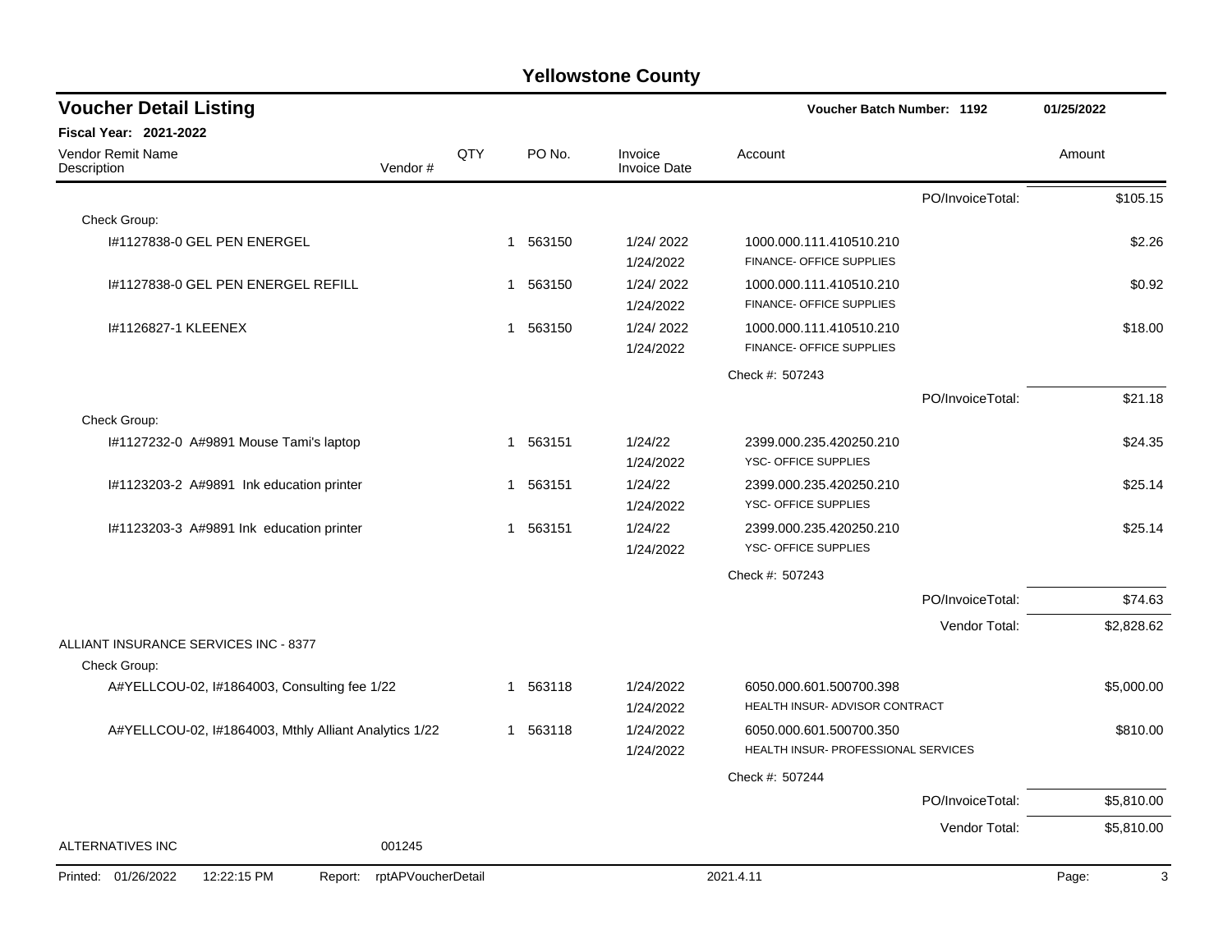# Yellowstone County

## Voucher Detail Listing

**Voucher Batch Number: 1192** — 01/25/2022

**Fiscal Year: 2021-2022**

| Vendor Remit Name / Description | Vendor # | QTY | PO No. | Invoice / Invoice Date | Account | Amount |
|---|---|---|---|---|---|---|
| | | | | | PO/InvoiceTotal: | $105.15 |
| Check Group: | | | | | | |
| I#1127838-0 GEL PEN ENERGEL | | 1 | 563150 | 1/24/ 2022<br>1/24/2022 | 1000.000.111.410510.210<br>FINANCE- OFFICE SUPPLIES | $2.26 |
| I#1127838-0 GEL PEN ENERGEL REFILL | | 1 | 563150 | 1/24/ 2022<br>1/24/2022 | 1000.000.111.410510.210<br>FINANCE- OFFICE SUPPLIES | $0.92 |
| I#1126827-1 KLEENEX | | 1 | 563150 | 1/24/ 2022<br>1/24/2022 | 1000.000.111.410510.210<br>FINANCE- OFFICE SUPPLIES | $18.00 |
| | | | | | Check #: 507243 | |
| | | | | | PO/InvoiceTotal: | $21.18 |
| Check Group: | | | | | | |
| I#1127232-0 A#9891 Mouse Tami's laptop | | 1 | 563151 | 1/24/22<br>1/24/2022 | 2399.000.235.420250.210<br>YSC- OFFICE SUPPLIES | $24.35 |
| I#1123203-2 A#9891 Ink education printer | | 1 | 563151 | 1/24/22<br>1/24/2022 | 2399.000.235.420250.210<br>YSC- OFFICE SUPPLIES | $25.14 |
| I#1123203-3 A#9891 Ink education printer | | 1 | 563151 | 1/24/22<br>1/24/2022 | 2399.000.235.420250.210<br>YSC- OFFICE SUPPLIES | $25.14 |
| | | | | | Check #: 507243 | |
| | | | | | PO/InvoiceTotal: | $74.63 |
| | | | | | Vendor Total: | $2,828.62 |
| ALLIANT INSURANCE SERVICES INC - 8377 | | | | | | |
| Check Group: | | | | | | |
| A#YELLCOU-02, I#1864003, Consulting fee 1/22 | | 1 | 563118 | 1/24/2022<br>1/24/2022 | 6050.000.601.500700.398<br>HEALTH INSUR- ADVISOR CONTRACT | $5,000.00 |
| A#YELLCOU-02, I#1864003, Mthly Alliant Analytics 1/22 | | 1 | 563118 | 1/24/2022<br>1/24/2022 | 6050.000.601.500700.350<br>HEALTH INSUR- PROFESSIONAL SERVICES | $810.00 |
| | | | | | Check #: 507244 | |
| | | | | | PO/InvoiceTotal: | $5,810.00 |
| | | | | | Vendor Total: | $5,810.00 |
| ALTERNATIVES INC | 001245 | | | | | |

Printed: 01/26/2022 12:22:15 PM Report: rptAPVoucherDetail 2021.4.11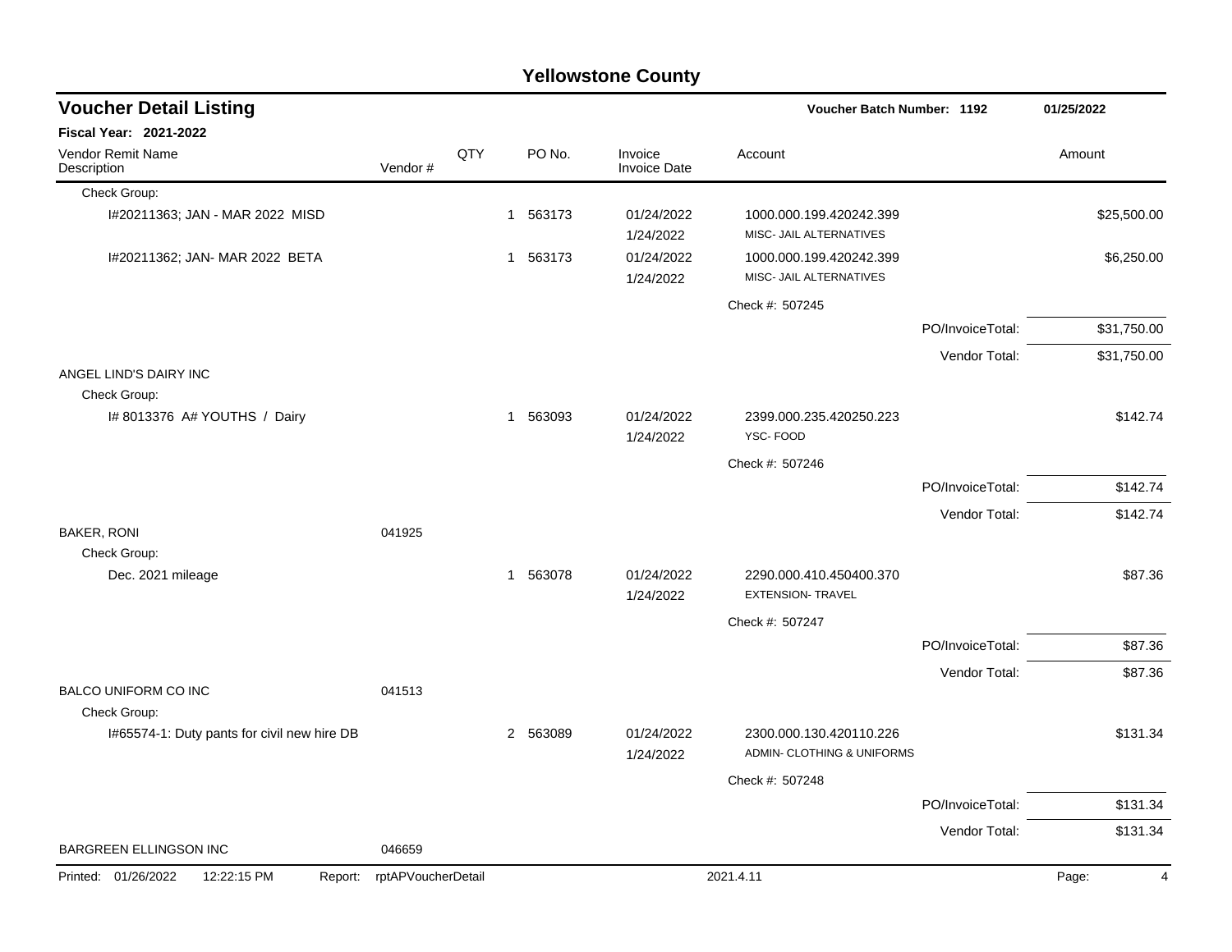# Yellowstone County

## Voucher Detail Listing

**Voucher Batch Number: 1192** — 01/25/2022

**Fiscal Year: 2021-2022**

| Vendor Remit Name / Description | Vendor # | QTY | PO No. | Invoice / Invoice Date | Account | | Amount |
|---|---|---|---|---|---|---|---|
| Check Group: | | | | | | | |
| I#20211363; JAN - MAR 2022 MISD | | 1 | 563173 | 01/24/2022<br>1/24/2022 | 1000.000.199.420242.399<br>MISC- JAIL ALTERNATIVES | | $25,500.00 |
| I#20211362; JAN- MAR 2022 BETA | | 1 | 563173 | 01/24/2022<br>1/24/2022 | 1000.000.199.420242.399<br>MISC- JAIL ALTERNATIVES | | $6,250.00 |
| | | | | | Check #: 507245 | | |
| | | | | | | PO/InvoiceTotal: | $31,750.00 |
| | | | | | | Vendor Total: | $31,750.00 |
| ANGEL LIND'S DAIRY INC | | | | | | | |
| Check Group: | | | | | | | |
| I# 8013376 A# YOUTHS / Dairy | | 1 | 563093 | 01/24/2022<br>1/24/2022 | 2399.000.235.420250.223<br>YSC- FOOD | | $142.74 |
| | | | | | Check #: 507246 | | |
| | | | | | | PO/InvoiceTotal: | $142.74 |
| | | | | | | Vendor Total: | $142.74 |
| BAKER, RONI | 041925 | | | | | | |
| Check Group: | | | | | | | |
| Dec. 2021 mileage | | 1 | 563078 | 01/24/2022<br>1/24/2022 | 2290.000.410.450400.370<br>EXTENSION- TRAVEL | | $87.36 |
| | | | | | Check #: 507247 | | |
| | | | | | | PO/InvoiceTotal: | $87.36 |
| | | | | | | Vendor Total: | $87.36 |
| BALCO UNIFORM CO INC | 041513 | | | | | | |
| Check Group: | | | | | | | |
| I#65574-1: Duty pants for civil new hire DB | | 2 | 563089 | 01/24/2022<br>1/24/2022 | 2300.000.130.420110.226<br>ADMIN- CLOTHING & UNIFORMS | | $131.34 |
| | | | | | Check #: 507248 | | |
| | | | | | | PO/InvoiceTotal: | $131.34 |
| | | | | | | Vendor Total: | $131.34 |
| BARGREEN ELLINGSON INC | 046659 | | | | | | |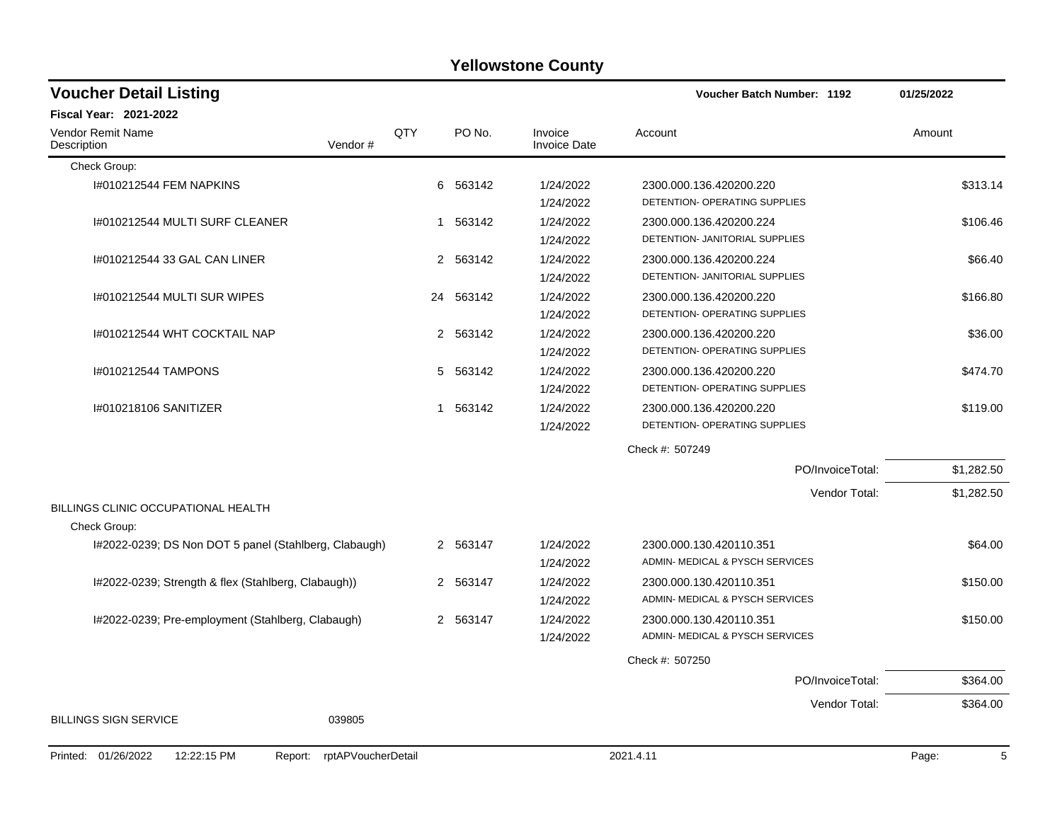# Yellowstone County

## Voucher Detail Listing

**Voucher Batch Number: 1192** 01/25/2022

**Fiscal Year: 2021-2022**

| Vendor Remit Name / Description | Vendor # | QTY | PO No. | Invoice / Invoice Date | Account | Amount |
|---|---|---|---|---|---|---|
| Check Group: | | | | | | |
| I#010212544 FEM NAPKINS | | 6 | 563142 | 1/24/2022 / 1/24/2022 | 2300.000.136.420200.220 DETENTION- OPERATING SUPPLIES | $313.14 |
| I#010212544 MULTI SURF CLEANER | | 1 | 563142 | 1/24/2022 / 1/24/2022 | 2300.000.136.420200.224 DETENTION- JANITORIAL SUPPLIES | $106.46 |
| I#010212544 33 GAL CAN LINER | | 2 | 563142 | 1/24/2022 / 1/24/2022 | 2300.000.136.420200.224 DETENTION- JANITORIAL SUPPLIES | $66.40 |
| I#010212544 MULTI SUR WIPES | | 24 | 563142 | 1/24/2022 / 1/24/2022 | 2300.000.136.420200.220 DETENTION- OPERATING SUPPLIES | $166.80 |
| I#010212544 WHT COCKTAIL NAP | | 2 | 563142 | 1/24/2022 / 1/24/2022 | 2300.000.136.420200.220 DETENTION- OPERATING SUPPLIES | $36.00 |
| I#010212544 TAMPONS | | 5 | 563142 | 1/24/2022 / 1/24/2022 | 2300.000.136.420200.220 DETENTION- OPERATING SUPPLIES | $474.70 |
| I#010218106 SANITIZER | | 1 | 563142 | 1/24/2022 / 1/24/2022 | 2300.000.136.420200.220 DETENTION- OPERATING SUPPLIES | $119.00 |
| | | | | | Check #: 507249 | |
| | | | | | PO/InvoiceTotal: | $1,282.50 |
| | | | | | Vendor Total: | $1,282.50 |
| BILLINGS CLINIC OCCUPATIONAL HEALTH | | | | | | |
| Check Group: | | | | | | |
| I#2022-0239; DS Non DOT 5 panel (Stahlberg, Clabaugh) | | 2 | 563147 | 1/24/2022 / 1/24/2022 | 2300.000.130.420110.351 ADMIN- MEDICAL & PYSCH SERVICES | $64.00 |
| I#2022-0239; Strength & flex (Stahlberg, Clabaugh)) | | 2 | 563147 | 1/24/2022 / 1/24/2022 | 2300.000.130.420110.351 ADMIN- MEDICAL & PYSCH SERVICES | $150.00 |
| I#2022-0239; Pre-employment (Stahlberg, Clabaugh) | | 2 | 563147 | 1/24/2022 / 1/24/2022 | 2300.000.130.420110.351 ADMIN- MEDICAL & PYSCH SERVICES | $150.00 |
| | | | | | Check #: 507250 | |
| | | | | | PO/InvoiceTotal: | $364.00 |
| | | | | | Vendor Total: | $364.00 |
| BILLINGS SIGN SERVICE | 039805 | | | | | |

Printed: 01/26/2022 12:22:15 PM Report: rptAPVoucherDetail 2021.4.11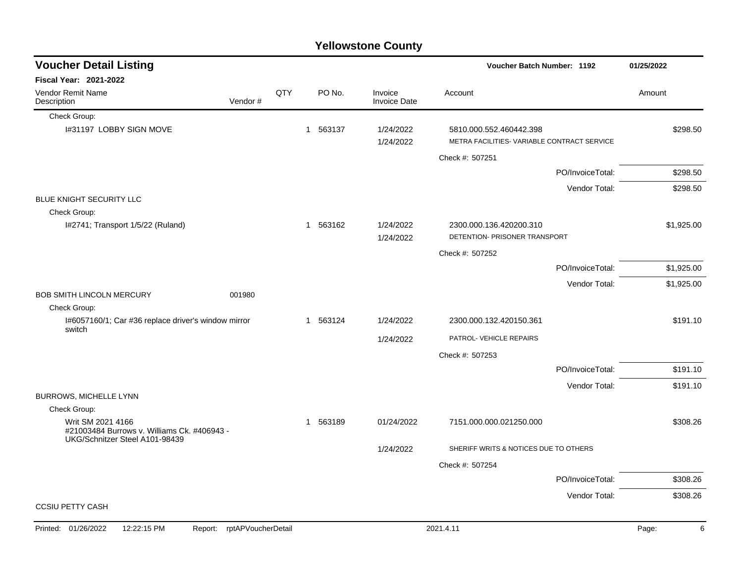# Yellowstone County

## Voucher Detail Listing

Voucher Batch Number: 1192 | 01/25/2022

**Fiscal Year: 2021-2022**

| Vendor Remit Name / Description | Vendor # | QTY | PO No. | Invoice / Invoice Date | Account | Amount |
|---|---|---|---|---|---|---|
| Check Group: | | | | | | |
| I#31197 LOBBY SIGN MOVE | | 1 | 563137 | 1/24/2022 | 5810.000.552.460442.398 | $298.50 |
| | | | | 1/24/2022 | METRA FACILITIES- VARIABLE CONTRACT SERVICE | |
| | | | | | Check #: 507251 | |
| | | | | | PO/InvoiceTotal: | $298.50 |
| | | | | | Vendor Total: | $298.50 |
| BLUE KNIGHT SECURITY LLC | | | | | | |
| Check Group: | | | | | | |
| I#2741; Transport 1/5/22 (Ruland) | | 1 | 563162 | 1/24/2022 | 2300.000.136.420200.310 | $1,925.00 |
| | | | | 1/24/2022 | DETENTION- PRISONER TRANSPORT | |
| | | | | | Check #: 507252 | |
| | | | | | PO/InvoiceTotal: | $1,925.00 |
| | | | | | Vendor Total: | $1,925.00 |
| BOB SMITH LINCOLN MERCURY | 001980 | | | | | |
| Check Group: | | | | | | |
| I#6057160/1; Car #36 replace driver's window mirror switch | | 1 | 563124 | 1/24/2022 | 2300.000.132.420150.361 | $191.10 |
| | | | | 1/24/2022 | PATROL- VEHICLE REPAIRS | |
| | | | | | Check #: 507253 | |
| | | | | | PO/InvoiceTotal: | $191.10 |
| | | | | | Vendor Total: | $191.10 |
| BURROWS, MICHELLE LYNN | | | | | | |
| Check Group: | | | | | | |
| Writ SM 2021 4166 #21003484 Burrows v. Williams Ck. #406943 - UKG/Schnitzer Steel A101-98439 | | 1 | 563189 | 01/24/2022 | 7151.000.000.021250.000 | $308.26 |
| | | | | 1/24/2022 | SHERIFF WRITS & NOTICES DUE TO OTHERS | |
| | | | | | Check #: 507254 | |
| | | | | | PO/InvoiceTotal: | $308.26 |
| | | | | | Vendor Total: | $308.26 |
| CCSIU PETTY CASH | | | | | | |

Printed: 01/26/2022 12:22:15 PM Report: rptAPVoucherDetail 2021.4.11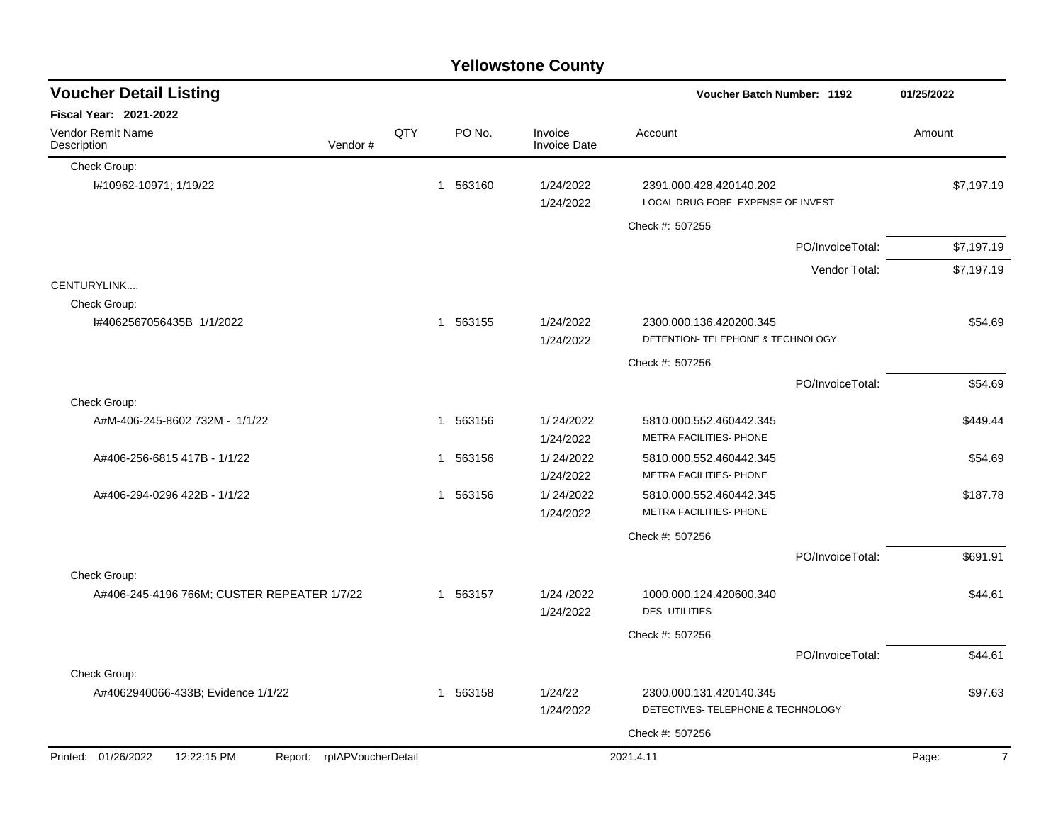# Yellowstone County

## Voucher Detail Listing

Voucher Batch Number: 1192 — 01/25/2022

**Fiscal Year: 2021-2022**

| Vendor Remit Name / Description | Vendor # | QTY | PO No. | Invoice / Invoice Date | Account | Amount |
|---|---|---|---|---|---|---|
| Check Group: | | | | | | |
| I#10962-10971; 1/19/22 | | 1 | 563160 | 1/24/2022<br>1/24/2022 | 2391.000.428.420140.202<br>LOCAL DRUG FORF- EXPENSE OF INVEST | $7,197.19 |
| | | | | | Check #: 507255 | |
| | | | | | PO/InvoiceTotal: | $7,197.19 |
| | | | | | Vendor Total: | $7,197.19 |
| CENTURYLINK.... | | | | | | |
| Check Group: | | | | | | |
| I#4062567056435B 1/1/2022 | | 1 | 563155 | 1/24/2022<br>1/24/2022 | 2300.000.136.420200.345<br>DETENTION- TELEPHONE & TECHNOLOGY | $54.69 |
| | | | | | Check #: 507256 | |
| | | | | | PO/InvoiceTotal: | $54.69 |
| Check Group: | | | | | | |
| A#M-406-245-8602 732M - 1/1/22 | | 1 | 563156 | 1/ 24/2022<br>1/24/2022 | 5810.000.552.460442.345<br>METRA FACILITIES- PHONE | $449.44 |
| A#406-256-6815 417B - 1/1/22 | | 1 | 563156 | 1/ 24/2022<br>1/24/2022 | 5810.000.552.460442.345<br>METRA FACILITIES- PHONE | $54.69 |
| A#406-294-0296 422B - 1/1/22 | | 1 | 563156 | 1/ 24/2022<br>1/24/2022 | 5810.000.552.460442.345<br>METRA FACILITIES- PHONE | $187.78 |
| | | | | | Check #: 507256 | |
| | | | | | PO/InvoiceTotal: | $691.91 |
| Check Group: | | | | | | |
| A#406-245-4196 766M; CUSTER REPEATER 1/7/22 | | 1 | 563157 | 1/24 /2022<br>1/24/2022 | 1000.000.124.420600.340<br>DES- UTILITIES | $44.61 |
| | | | | | Check #: 507256 | |
| | | | | | PO/InvoiceTotal: | $44.61 |
| Check Group: | | | | | | |
| A#4062940066-433B; Evidence 1/1/22 | | 1 | 563158 | 1/24/22<br>1/24/2022 | 2300.000.131.420140.345<br>DETECTIVES- TELEPHONE & TECHNOLOGY | $97.63 |
| | | | | | Check #: 507256 | |

Printed: 01/26/2022 12:22:15 PM Report: rptAPVoucherDetail 2021.4.11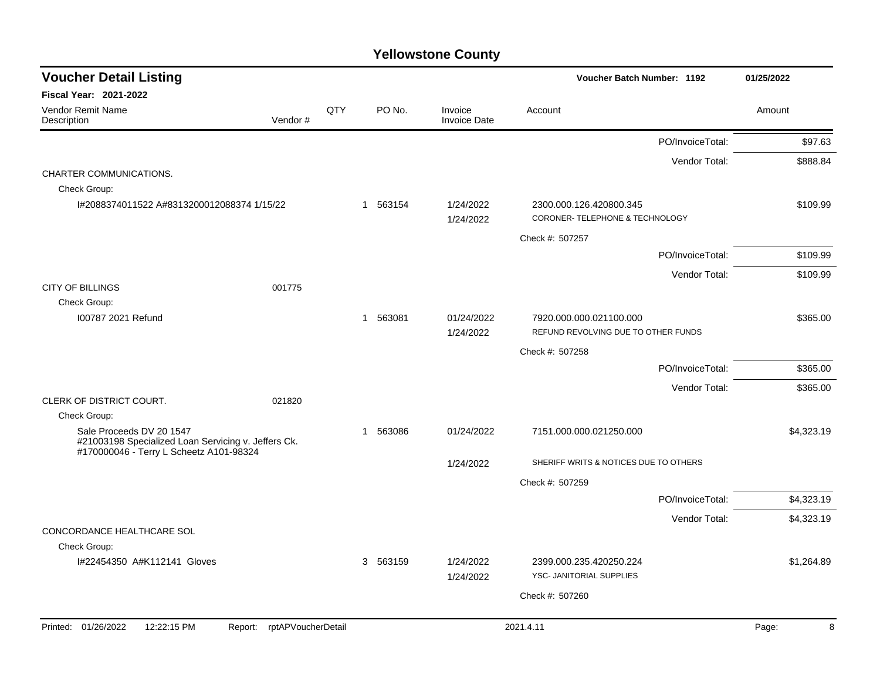# Yellowstone County

## Voucher Detail Listing

Voucher Batch Number: 1192 — 01/25/2022

**Fiscal Year: 2021-2022**

| Vendor Remit Name / Description | Vendor # | QTY | PO No. | Invoice / Invoice Date | Account | Amount |
|---|---|---|---|---|---|---|
| | | | | | PO/InvoiceTotal: | $97.63 |
| | | | | | Vendor Total: | $888.84 |
| CHARTER COMMUNICATIONS. | | | | | | |
| Check Group: | | | | | | |
| I#2088374011522 A#8313200012088374 1/15/22 | | 1 | 563154 | 1/24/2022 | 2300.000.126.420800.345 | $109.99 |
| | | | | 1/24/2022 | CORONER- TELEPHONE & TECHNOLOGY | |
| | | | | | Check #: 507257 | |
| | | | | | PO/InvoiceTotal: | $109.99 |
| | | | | | Vendor Total: | $109.99 |
| CITY OF BILLINGS | 001775 | | | | | |
| Check Group: | | | | | | |
| I00787 2021 Refund | | 1 | 563081 | 01/24/2022 | 7920.000.000.021100.000 | $365.00 |
| | | | | 1/24/2022 | REFUND REVOLVING DUE TO OTHER FUNDS | |
| | | | | | Check #: 507258 | |
| | | | | | PO/InvoiceTotal: | $365.00 |
| | | | | | Vendor Total: | $365.00 |
| CLERK OF DISTRICT COURT. | 021820 | | | | | |
| Check Group: | | | | | | |
| Sale Proceeds DV 20 1547 #21003198 Specialized Loan Servicing v. Jeffers Ck. #170000046 - Terry L Scheetz A101-98324 | | 1 | 563086 | 01/24/2022 | 7151.000.000.021250.000 | $4,323.19 |
| | | | | 1/24/2022 | SHERIFF WRITS & NOTICES DUE TO OTHERS | |
| | | | | | Check #: 507259 | |
| | | | | | PO/InvoiceTotal: | $4,323.19 |
| | | | | | Vendor Total: | $4,323.19 |
| CONCORDANCE HEALTHCARE SOL | | | | | | |
| Check Group: | | | | | | |
| I#22454350 A#K112141 Gloves | | 3 | 563159 | 1/24/2022 | 2399.000.235.420250.224 | $1,264.89 |
| | | | | 1/24/2022 | YSC- JANITORIAL SUPPLIES | |
| | | | | | Check #: 507260 | |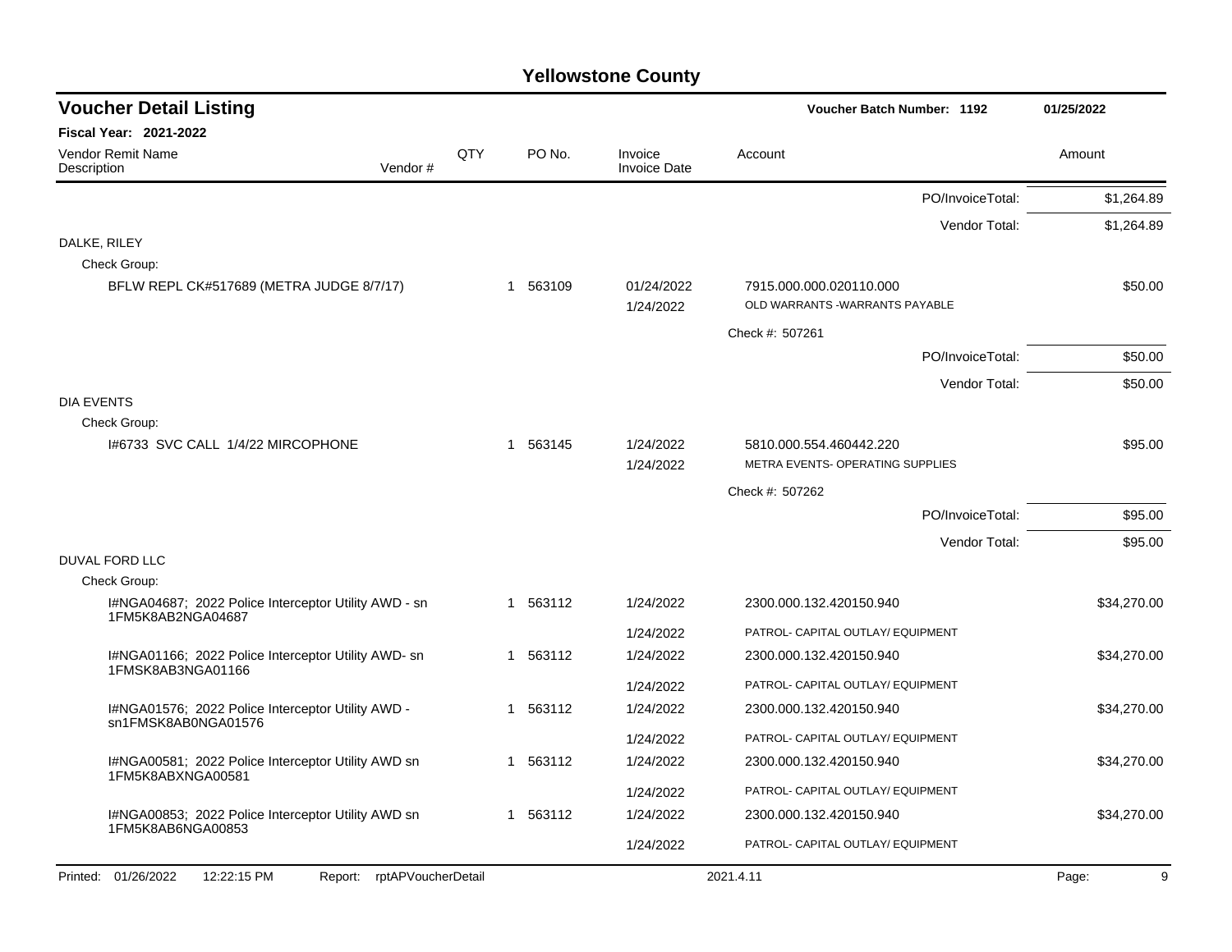## Yellowstone County

### Voucher Detail Listing

Voucher Batch Number: 1192 — 01/25/2022

**Fiscal Year: 2021-2022**

| Vendor Remit Name / Description | Vendor # | QTY | PO No. | Invoice / Invoice Date | Account | Amount |
|---|---|---|---|---|---|---|
| | | | | | PO/InvoiceTotal: | $1,264.89 |
| | | | | | Vendor Total: | $1,264.89 |
| DALKE, RILEY | | | | | | |
| Check Group: | | | | | | |
| BFLW REPL CK#517689 (METRA JUDGE 8/7/17) | | 1 | 563109 | 01/24/2022 | 7915.000.000.020110.000 | $50.00 |
| | | | | 1/24/2022 | OLD WARRANTS -WARRANTS PAYABLE | |
| | | | | | Check #: 507261 | |
| | | | | | PO/InvoiceTotal: | $50.00 |
| | | | | | Vendor Total: | $50.00 |
| DIA EVENTS | | | | | | |
| Check Group: | | | | | | |
| I#6733 SVC CALL 1/4/22 MIRCOPHONE | | 1 | 563145 | 1/24/2022 | 5810.000.554.460442.220 | $95.00 |
| | | | | 1/24/2022 | METRA EVENTS- OPERATING SUPPLIES | |
| | | | | | Check #: 507262 | |
| | | | | | PO/InvoiceTotal: | $95.00 |
| | | | | | Vendor Total: | $95.00 |
| DUVAL FORD LLC | | | | | | |
| Check Group: | | | | | | |
| I#NGA04687; 2022 Police Interceptor Utility AWD - sn 1FM5K8AB2NGA04687 | | 1 | 563112 | 1/24/2022 | 2300.000.132.420150.940 | $34,270.00 |
| | | | | 1/24/2022 | PATROL- CAPITAL OUTLAY/ EQUIPMENT | |
| I#NGA01166; 2022 Police Interceptor Utility AWD- sn 1FMSK8AB3NGA01166 | | 1 | 563112 | 1/24/2022 | 2300.000.132.420150.940 | $34,270.00 |
| | | | | 1/24/2022 | PATROL- CAPITAL OUTLAY/ EQUIPMENT | |
| I#NGA01576; 2022 Police Interceptor Utility AWD - sn1FMSK8AB0NGA01576 | | 1 | 563112 | 1/24/2022 | 2300.000.132.420150.940 | $34,270.00 |
| | | | | 1/24/2022 | PATROL- CAPITAL OUTLAY/ EQUIPMENT | |
| I#NGA00581; 2022 Police Interceptor Utility AWD sn 1FM5K8ABXNGA00581 | | 1 | 563112 | 1/24/2022 | 2300.000.132.420150.940 | $34,270.00 |
| | | | | 1/24/2022 | PATROL- CAPITAL OUTLAY/ EQUIPMENT | |
| I#NGA00853; 2022 Police Interceptor Utility AWD sn 1FM5K8AB6NGA00853 | | 1 | 563112 | 1/24/2022 | 2300.000.132.420150.940 | $34,270.00 |
| | | | | 1/24/2022 | PATROL- CAPITAL OUTLAY/ EQUIPMENT | |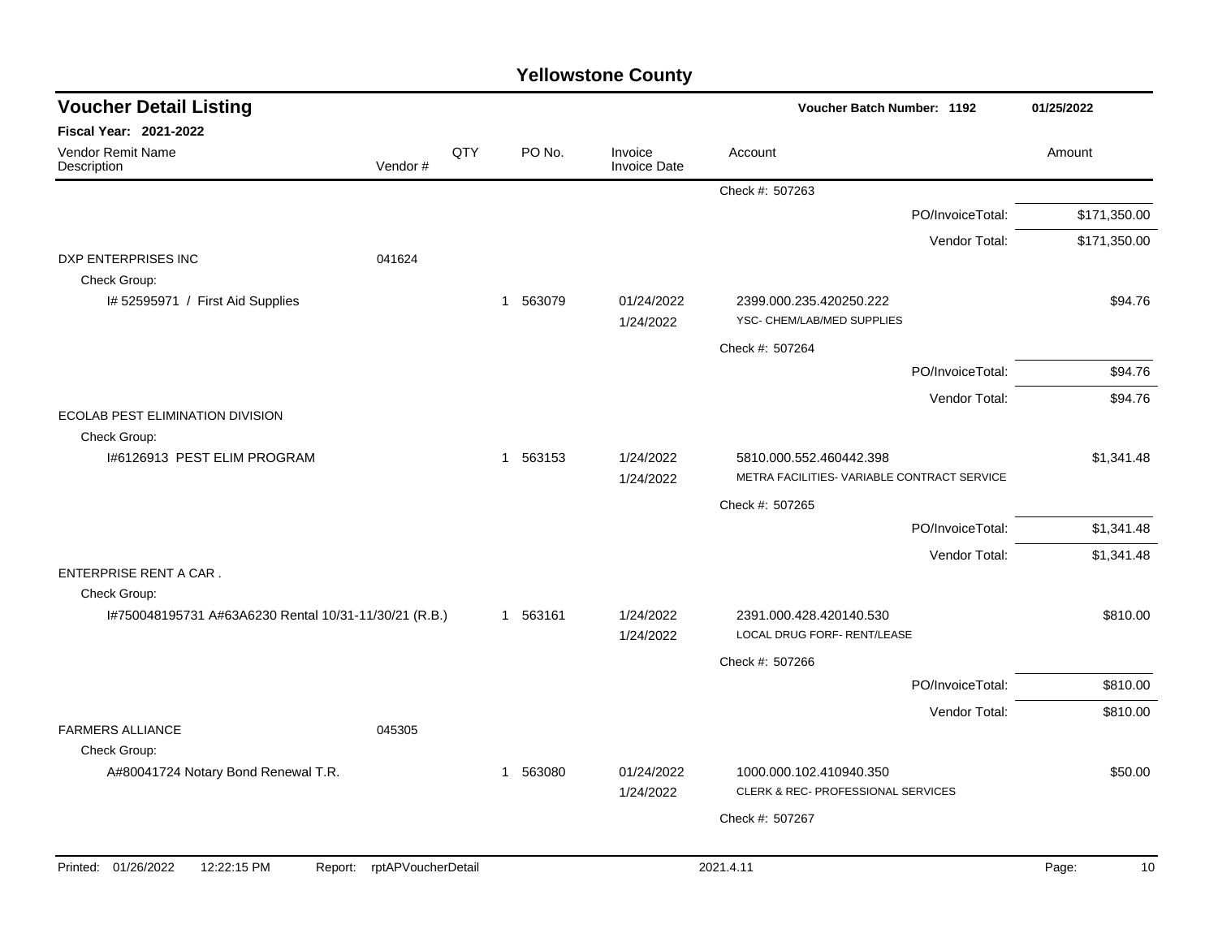# Yellowstone County

## Voucher Detail Listing

**Voucher Batch Number: 1192** — 01/25/2022

**Fiscal Year: 2021-2022**

| Vendor Remit Name / Description | Vendor # | QTY | PO No. | Invoice / Invoice Date | Account | Amount |
|---|---|---|---|---|---|---|
| | | | | | Check #: 507263 | |
| | | | | | PO/InvoiceTotal: | $171,350.00 |
| | | | | | Vendor Total: | $171,350.00 |
| DXP ENTERPRISES INC | 041624 | | | | | |
| Check Group: | | | | | | |
| I# 52595971 / First Aid Supplies | | 1 | 563079 | 01/24/2022 1/24/2022 | 2399.000.235.420250.222 YSC- CHEM/LAB/MED SUPPLIES | $94.76 |
| | | | | | Check #: 507264 | |
| | | | | | PO/InvoiceTotal: | $94.76 |
| | | | | | Vendor Total: | $94.76 |
| ECOLAB PEST ELIMINATION DIVISION | | | | | | |
| Check Group: | | | | | | |
| I#6126913 PEST ELIM PROGRAM | | 1 | 563153 | 1/24/2022 1/24/2022 | 5810.000.552.460442.398 METRA FACILITIES- VARIABLE CONTRACT SERVICE | $1,341.48 |
| | | | | | Check #: 507265 | |
| | | | | | PO/InvoiceTotal: | $1,341.48 |
| | | | | | Vendor Total: | $1,341.48 |
| ENTERPRISE RENT A CAR . | | | | | | |
| Check Group: | | | | | | |
| I#750048195731 A#63A6230 Rental 10/31-11/30/21 (R.B.) | | 1 | 563161 | 1/24/2022 1/24/2022 | 2391.000.428.420140.530 LOCAL DRUG FORF- RENT/LEASE | $810.00 |
| | | | | | Check #: 507266 | |
| | | | | | PO/InvoiceTotal: | $810.00 |
| | | | | | Vendor Total: | $810.00 |
| FARMERS ALLIANCE | 045305 | | | | | |
| Check Group: | | | | | | |
| A#80041724 Notary Bond Renewal T.R. | | 1 | 563080 | 01/24/2022 1/24/2022 | 1000.000.102.410940.350 CLERK & REC- PROFESSIONAL SERVICES | $50.00 |
| | | | | | Check #: 507267 | |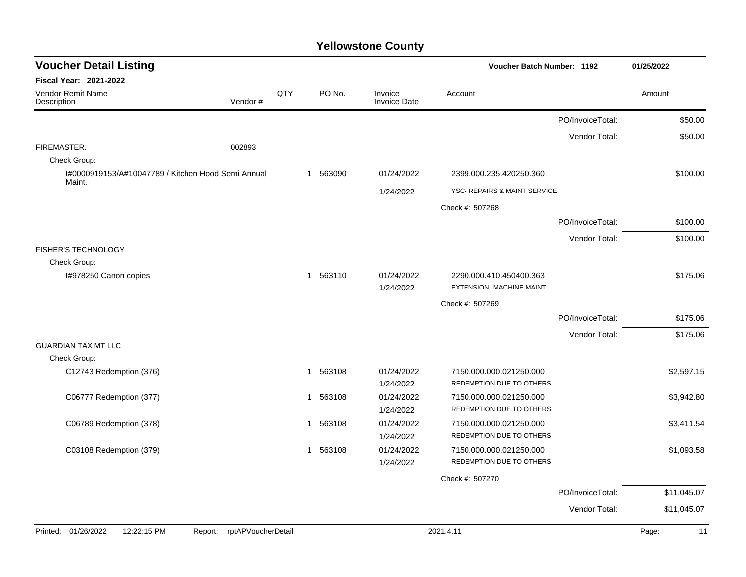# Yellowstone County

## Voucher Detail Listing

**Voucher Batch Number: 1192** — 01/25/2022

**Fiscal Year: 2021-2022**

| Vendor Remit Name / Description | Vendor # | QTY | PO No. | Invoice / Invoice Date | Account | Amount |
|---|---|---|---|---|---|---|
| | | | | | PO/InvoiceTotal: | $50.00 |
| | | | | | Vendor Total: | $50.00 |
| FIREMASTER. | 002893 | | | | | |
| Check Group: | | | | | | |
| I#0000919153/A#10047789 / Kitchen Hood Semi Annual Maint. | | 1 | 563090 | 01/24/2022<br>1/24/2022 | 2399.000.235.420250.360<br>YSC- REPAIRS & MAINT SERVICE | $100.00 |
| | | | | | Check #: 507268 | |
| | | | | | PO/InvoiceTotal: | $100.00 |
| | | | | | Vendor Total: | $100.00 |
| FISHER'S TECHNOLOGY | | | | | | |
| Check Group: | | | | | | |
| I#978250 Canon copies | | 1 | 563110 | 01/24/2022<br>1/24/2022 | 2290.000.410.450400.363<br>EXTENSION- MACHINE MAINT | $175.06 |
| | | | | | Check #: 507269 | |
| | | | | | PO/InvoiceTotal: | $175.06 |
| | | | | | Vendor Total: | $175.06 |
| GUARDIAN TAX MT LLC | | | | | | |
| Check Group: | | | | | | |
| C12743 Redemption (376) | | 1 | 563108 | 01/24/2022<br>1/24/2022 | 7150.000.000.021250.000<br>REDEMPTION DUE TO OTHERS | $2,597.15 |
| C06777 Redemption (377) | | 1 | 563108 | 01/24/2022<br>1/24/2022 | 7150.000.000.021250.000<br>REDEMPTION DUE TO OTHERS | $3,942.80 |
| C06789 Redemption (378) | | 1 | 563108 | 01/24/2022<br>1/24/2022 | 7150.000.000.021250.000<br>REDEMPTION DUE TO OTHERS | $3,411.54 |
| C03108 Redemption (379) | | 1 | 563108 | 01/24/2022<br>1/24/2022 | 7150.000.000.021250.000<br>REDEMPTION DUE TO OTHERS | $1,093.58 |
| | | | | | Check #: 507270 | |
| | | | | | PO/InvoiceTotal: | $11,045.07 |
| | | | | | Vendor Total: | $11,045.07 |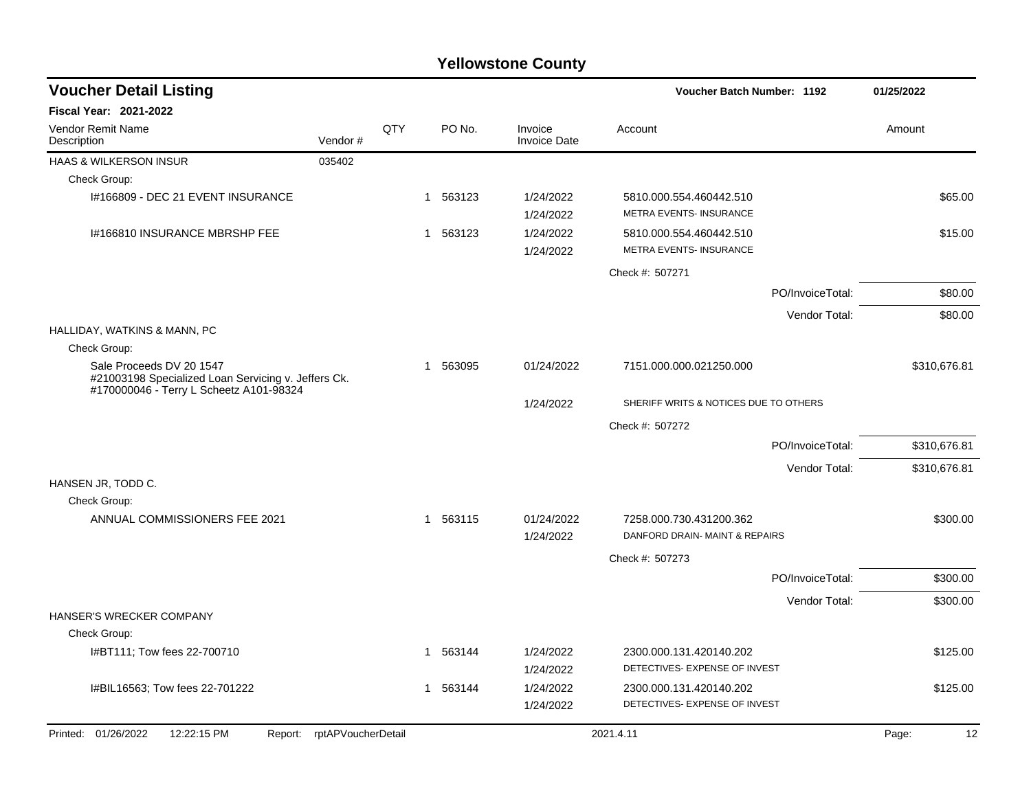# Yellowstone County

## Voucher Detail Listing

**Voucher Batch Number: 1192** — 01/25/2022

**Fiscal Year: 2021-2022**

| Vendor Remit Name / Description | Vendor # | QTY | PO No. | Invoice / Invoice Date | Account | Amount |
|---|---|---|---|---|---|---|
| HAAS & WILKERSON INSUR | 035402 | | | | | |
| Check Group: | | | | | | |
| I#166809 - DEC 21 EVENT INSURANCE | | 1 | 563123 | 1/24/2022 / 1/24/2022 | 5810.000.554.460442.510 METRA EVENTS- INSURANCE | $65.00 |
| I#166810 INSURANCE MBRSHP FEE | | 1 | 563123 | 1/24/2022 / 1/24/2022 | 5810.000.554.460442.510 METRA EVENTS- INSURANCE | $15.00 |
| | | | | | Check #: 507271 | |
| | | | | | PO/InvoiceTotal: | $80.00 |
| | | | | | Vendor Total: | $80.00 |
| HALLIDAY, WATKINS & MANN, PC | | | | | | |
| Check Group: | | | | | | |
| Sale Proceeds DV 20 1547 #21003198 Specialized Loan Servicing v. Jeffers Ck. #170000046 - Terry L Scheetz A101-98324 | | 1 | 563095 | 01/24/2022 / 1/24/2022 | 7151.000.000.021250.000 SHERIFF WRITS & NOTICES DUE TO OTHERS | $310,676.81 |
| | | | | | Check #: 507272 | |
| | | | | | PO/InvoiceTotal: | $310,676.81 |
| | | | | | Vendor Total: | $310,676.81 |
| HANSEN JR, TODD C. | | | | | | |
| Check Group: | | | | | | |
| ANNUAL COMMISSIONERS FEE 2021 | | 1 | 563115 | 01/24/2022 / 1/24/2022 | 7258.000.730.431200.362 DANFORD DRAIN- MAINT & REPAIRS | $300.00 |
| | | | | | Check #: 507273 | |
| | | | | | PO/InvoiceTotal: | $300.00 |
| | | | | | Vendor Total: | $300.00 |
| HANSER'S WRECKER COMPANY | | | | | | |
| Check Group: | | | | | | |
| I#BT111; Tow fees 22-700710 | | 1 | 563144 | 1/24/2022 / 1/24/2022 | 2300.000.131.420140.202 DETECTIVES- EXPENSE OF INVEST | $125.00 |
| I#BIL16563; Tow fees 22-701222 | | 1 | 563144 | 1/24/2022 / 1/24/2022 | 2300.000.131.420140.202 DETECTIVES- EXPENSE OF INVEST | $125.00 |

Printed: 01/26/2022 12:22:15 PM Report: rptAPVoucherDetail 2021.4.11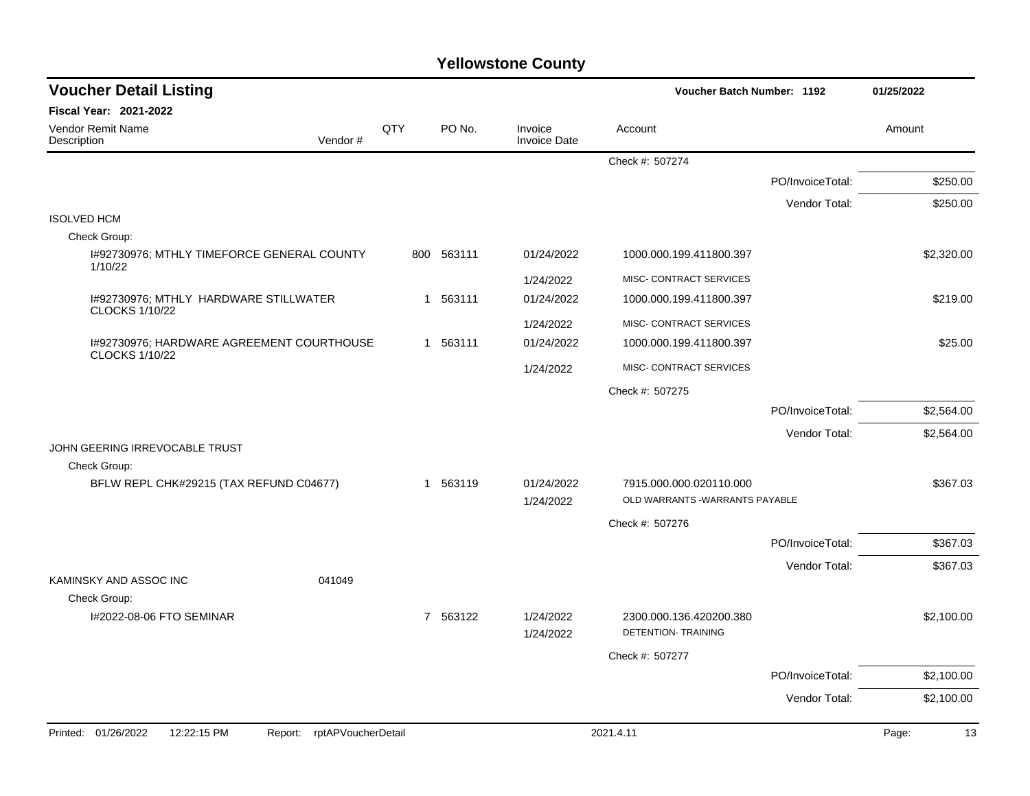# Yellowstone County

## Voucher Detail Listing

**Voucher Batch Number: 1192** — 01/25/2022

**Fiscal Year: 2021-2022**

| Vendor Remit Name / Description | Vendor # | QTY | PO No. | Invoice / Invoice Date | Account | Amount |
|---|---|---|---|---|---|---|
| | | | | | Check #: 507274 | |
| | | | | | PO/InvoiceTotal: | $250.00 |
| | | | | | Vendor Total: | $250.00 |
| ISOLVED HCM | | | | | | |
| Check Group: | | | | | | |
| I#92730976; MTHLY TIMEFORCE GENERAL COUNTY 1/10/22 | | 800 | 563111 | 01/24/2022 | 1000.000.199.411800.397 | $2,320.00 |
| | | | | 1/24/2022 | MISC- CONTRACT SERVICES | |
| I#92730976; MTHLY HARDWARE STILLWATER CLOCKS 1/10/22 | | 1 | 563111 | 01/24/2022 | 1000.000.199.411800.397 | $219.00 |
| | | | | 1/24/2022 | MISC- CONTRACT SERVICES | |
| I#92730976; HARDWARE AGREEMENT COURTHOUSE CLOCKS 1/10/22 | | 1 | 563111 | 01/24/2022 | 1000.000.199.411800.397 | $25.00 |
| | | | | 1/24/2022 | MISC- CONTRACT SERVICES | |
| | | | | | Check #: 507275 | |
| | | | | | PO/InvoiceTotal: | $2,564.00 |
| | | | | | Vendor Total: | $2,564.00 |
| JOHN GEERING IRREVOCABLE TRUST | | | | | | |
| Check Group: | | | | | | |
| BFLW REPL CHK#29215 (TAX REFUND C04677) | | 1 | 563119 | 01/24/2022 | 7915.000.000.020110.000 | $367.03 |
| | | | | 1/24/2022 | OLD WARRANTS -WARRANTS PAYABLE | |
| | | | | | Check #: 507276 | |
| | | | | | PO/InvoiceTotal: | $367.03 |
| | | | | | Vendor Total: | $367.03 |
| KAMINSKY AND ASSOC INC | 041049 | | | | | |
| Check Group: | | | | | | |
| I#2022-08-06 FTO SEMINAR | | 7 | 563122 | 1/24/2022 | 2300.000.136.420200.380 | $2,100.00 |
| | | | | 1/24/2022 | DETENTION- TRAINING | |
| | | | | | Check #: 507277 | |
| | | | | | PO/InvoiceTotal: | $2,100.00 |
| | | | | | Vendor Total: | $2,100.00 |

Printed: 01/26/2022 12:22:15 PM Report: rptAPVoucherDetail 2021.4.11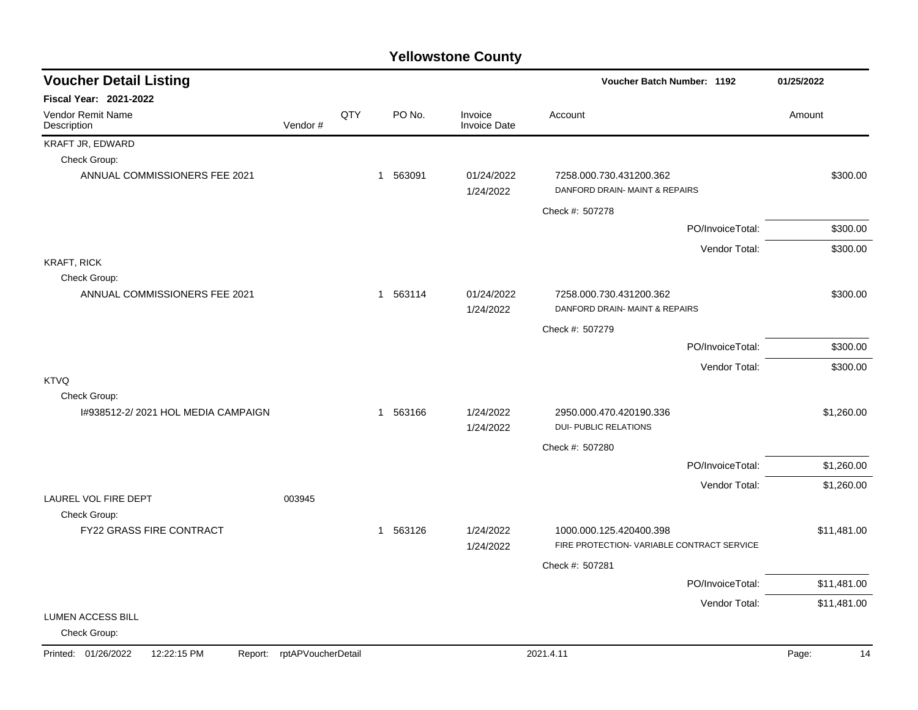# Yellowstone County

## Voucher Detail Listing

**Voucher Batch Number: 1192** 01/25/2022

**Fiscal Year: 2021-2022**

| Vendor Remit Name / Description | Vendor # | QTY | PO No. | Invoice / Invoice Date | Account | Amount |
|---|---|---|---|---|---|---|
| KRAFT JR, EDWARD | | | | | | |
| Check Group: | | | | | | |
| ANNUAL COMMISSIONERS FEE 2021 | | 1 | 563091 | 01/24/2022 / 1/24/2022 | 7258.000.730.431200.362 DANFORD DRAIN- MAINT & REPAIRS | $300.00 |
| | | | | | Check #: 507278 | |
| | | | | | PO/InvoiceTotal: | $300.00 |
| | | | | | Vendor Total: | $300.00 |
| KRAFT, RICK | | | | | | |
| Check Group: | | | | | | |
| ANNUAL COMMISSIONERS FEE 2021 | | 1 | 563114 | 01/24/2022 / 1/24/2022 | 7258.000.730.431200.362 DANFORD DRAIN- MAINT & REPAIRS | $300.00 |
| | | | | | Check #: 507279 | |
| | | | | | PO/InvoiceTotal: | $300.00 |
| | | | | | Vendor Total: | $300.00 |
| KTVQ | | | | | | |
| Check Group: | | | | | | |
| I#938512-2/ 2021 HOL MEDIA CAMPAIGN | | 1 | 563166 | 1/24/2022 / 1/24/2022 | 2950.000.470.420190.336 DUI- PUBLIC RELATIONS | $1,260.00 |
| | | | | | Check #: 507280 | |
| | | | | | PO/InvoiceTotal: | $1,260.00 |
| | | | | | Vendor Total: | $1,260.00 |
| LAUREL VOL FIRE DEPT | 003945 | | | | | |
| Check Group: | | | | | | |
| FY22 GRASS FIRE CONTRACT | | 1 | 563126 | 1/24/2022 / 1/24/2022 | 1000.000.125.420400.398 FIRE PROTECTION- VARIABLE CONTRACT SERVICE | $11,481.00 |
| | | | | | Check #: 507281 | |
| | | | | | PO/InvoiceTotal: | $11,481.00 |
| | | | | | Vendor Total: | $11,481.00 |
| LUMEN ACCESS BILL | | | | | | |
| Check Group: | | | | | | |

Printed: 01/26/2022 12:22:15 PM Report: rptAPVoucherDetail 2021.4.11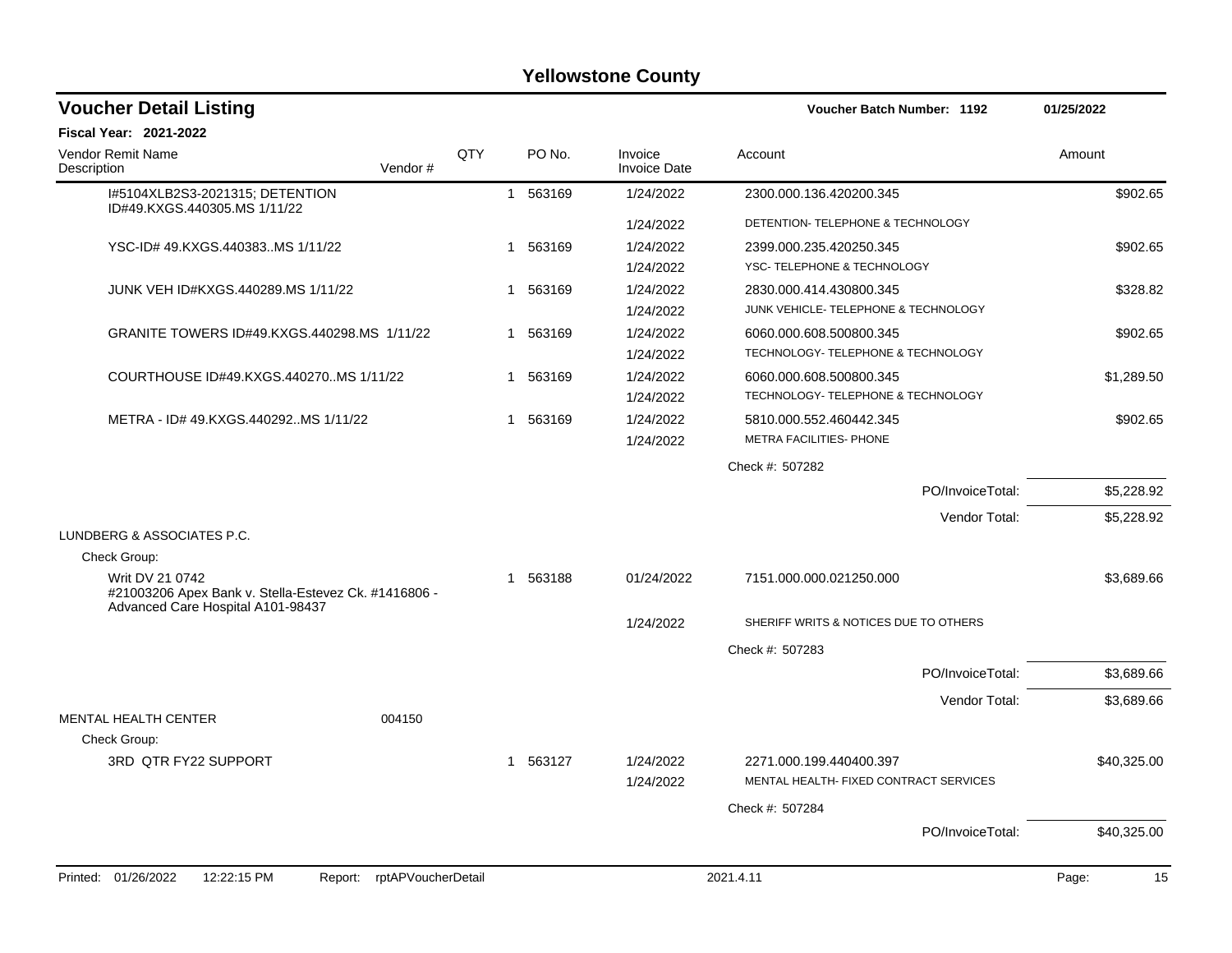# Yellowstone County

## Voucher Detail Listing

**Voucher Batch Number: 1192** 01/25/2022

**Fiscal Year: 2021-2022**

| Vendor Remit Name / Description | Vendor # | QTY | PO No. | Invoice / Invoice Date | Account | Amount |
|---|---|---|---|---|---|---|
| I#5104XLB2S3-2021315; DETENTION ID#49.KXGS.440305.MS 1/11/22 | | 1 | 563169 | 1/24/2022 | 2300.000.136.420200.345 | $902.65 |
| | | | | 1/24/2022 | DETENTION- TELEPHONE & TECHNOLOGY | |
| YSC-ID# 49.KXGS.440383..MS 1/11/22 | | 1 | 563169 | 1/24/2022 | 2399.000.235.420250.345 | $902.65 |
| | | | | 1/24/2022 | YSC- TELEPHONE & TECHNOLOGY | |
| JUNK VEH ID#KXGS.440289.MS 1/11/22 | | 1 | 563169 | 1/24/2022 | 2830.000.414.430800.345 | $328.82 |
| | | | | 1/24/2022 | JUNK VEHICLE- TELEPHONE & TECHNOLOGY | |
| GRANITE TOWERS ID#49.KXGS.440298.MS 1/11/22 | | 1 | 563169 | 1/24/2022 | 6060.000.608.500800.345 | $902.65 |
| | | | | 1/24/2022 | TECHNOLOGY- TELEPHONE & TECHNOLOGY | |
| COURTHOUSE ID#49.KXGS.440270..MS 1/11/22 | | 1 | 563169 | 1/24/2022 | 6060.000.608.500800.345 | $1,289.50 |
| | | | | 1/24/2022 | TECHNOLOGY- TELEPHONE & TECHNOLOGY | |
| METRA - ID# 49.KXGS.440292..MS 1/11/22 | | 1 | 563169 | 1/24/2022 | 5810.000.552.460442.345 | $902.65 |
| | | | | 1/24/2022 | METRA FACILITIES- PHONE | |
| | | | | | Check #: 507282 | |
| | | | | | PO/InvoiceTotal: | $5,228.92 |
| | | | | | Vendor Total: | $5,228.92 |
| LUNDBERG & ASSOCIATES P.C. | | | | | | |
| Check Group: | | | | | | |
| Writ DV 21 0742 #21003206 Apex Bank v. Stella-Estevez Ck. #1416806 - Advanced Care Hospital A101-98437 | | 1 | 563188 | 01/24/2022 | 7151.000.000.021250.000 | $3,689.66 |
| | | | | 1/24/2022 | SHERIFF WRITS & NOTICES DUE TO OTHERS | |
| | | | | | Check #: 507283 | |
| | | | | | PO/InvoiceTotal: | $3,689.66 |
| | | | | | Vendor Total: | $3,689.66 |
| MENTAL HEALTH CENTER | 004150 | | | | | |
| Check Group: | | | | | | |
| 3RD QTR FY22 SUPPORT | | 1 | 563127 | 1/24/2022 | 2271.000.199.440400.397 | $40,325.00 |
| | | | | 1/24/2022 | MENTAL HEALTH- FIXED CONTRACT SERVICES | |
| | | | | | Check #: 507284 | |
| | | | | | PO/InvoiceTotal: | $40,325.00 |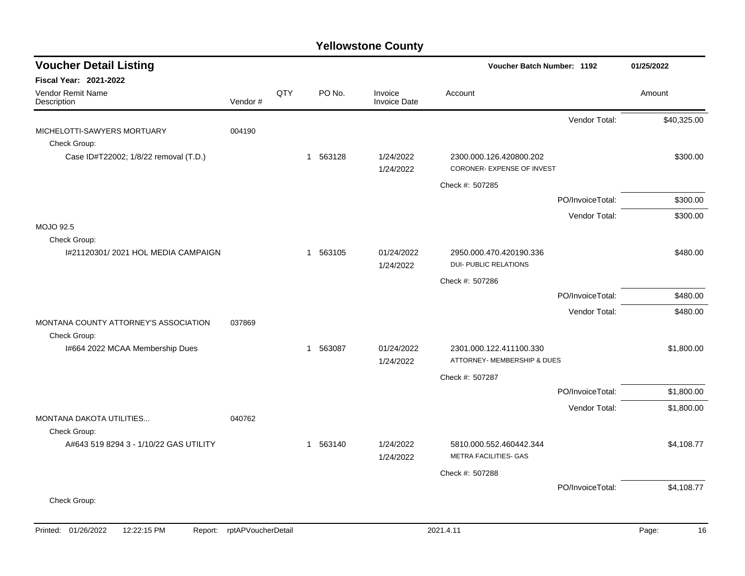# Yellowstone County

## Voucher Detail Listing

**Voucher Batch Number: 1192** — 01/25/2022

**Fiscal Year: 2021-2022**

| Vendor Remit Name / Description | Vendor # | QTY | PO No. | Invoice / Invoice Date | Account | Amount |
|---|---|---|---|---|---|---|
| | | | | | Vendor Total: | $40,325.00 |
| MICHELOTTI-SAWYERS MORTUARY | 004190 | | | | | |
| Check Group: | | | | | | |
| Case ID#T22002; 1/8/22 removal (T.D.) | | 1 | 563128 | 1/24/2022<br>1/24/2022 | 2300.000.126.420800.202<br>CORONER- EXPENSE OF INVEST | $300.00 |
| | | | | | Check #: 507285 | |
| | | | | | PO/InvoiceTotal: | $300.00 |
| | | | | | Vendor Total: | $300.00 |
| MOJO 92.5 | | | | | | |
| Check Group: | | | | | | |
| I#21120301/ 2021 HOL MEDIA CAMPAIGN | | 1 | 563105 | 01/24/2022<br>1/24/2022 | 2950.000.470.420190.336<br>DUI- PUBLIC RELATIONS | $480.00 |
| | | | | | Check #: 507286 | |
| | | | | | PO/InvoiceTotal: | $480.00 |
| | | | | | Vendor Total: | $480.00 |
| MONTANA COUNTY ATTORNEY'S ASSOCIATION | 037869 | | | | | |
| Check Group: | | | | | | |
| I#664 2022 MCAA Membership Dues | | 1 | 563087 | 01/24/2022<br>1/24/2022 | 2301.000.122.411100.330<br>ATTORNEY- MEMBERSHIP & DUES | $1,800.00 |
| | | | | | Check #: 507287 | |
| | | | | | PO/InvoiceTotal: | $1,800.00 |
| | | | | | Vendor Total: | $1,800.00 |
| MONTANA DAKOTA UTILITIES... | 040762 | | | | | |
| Check Group: | | | | | | |
| A#643 519 8294 3 - 1/10/22 GAS UTILITY | | 1 | 563140 | 1/24/2022<br>1/24/2022 | 5810.000.552.460442.344<br>METRA FACILITIES- GAS | $4,108.77 |
| | | | | | Check #: 507288 | |
| | | | | | PO/InvoiceTotal: | $4,108.77 |
| Check Group: | | | | | | |

Printed: 01/26/2022 12:22:15 PM Report: rptAPVoucherDetail 2021.4.11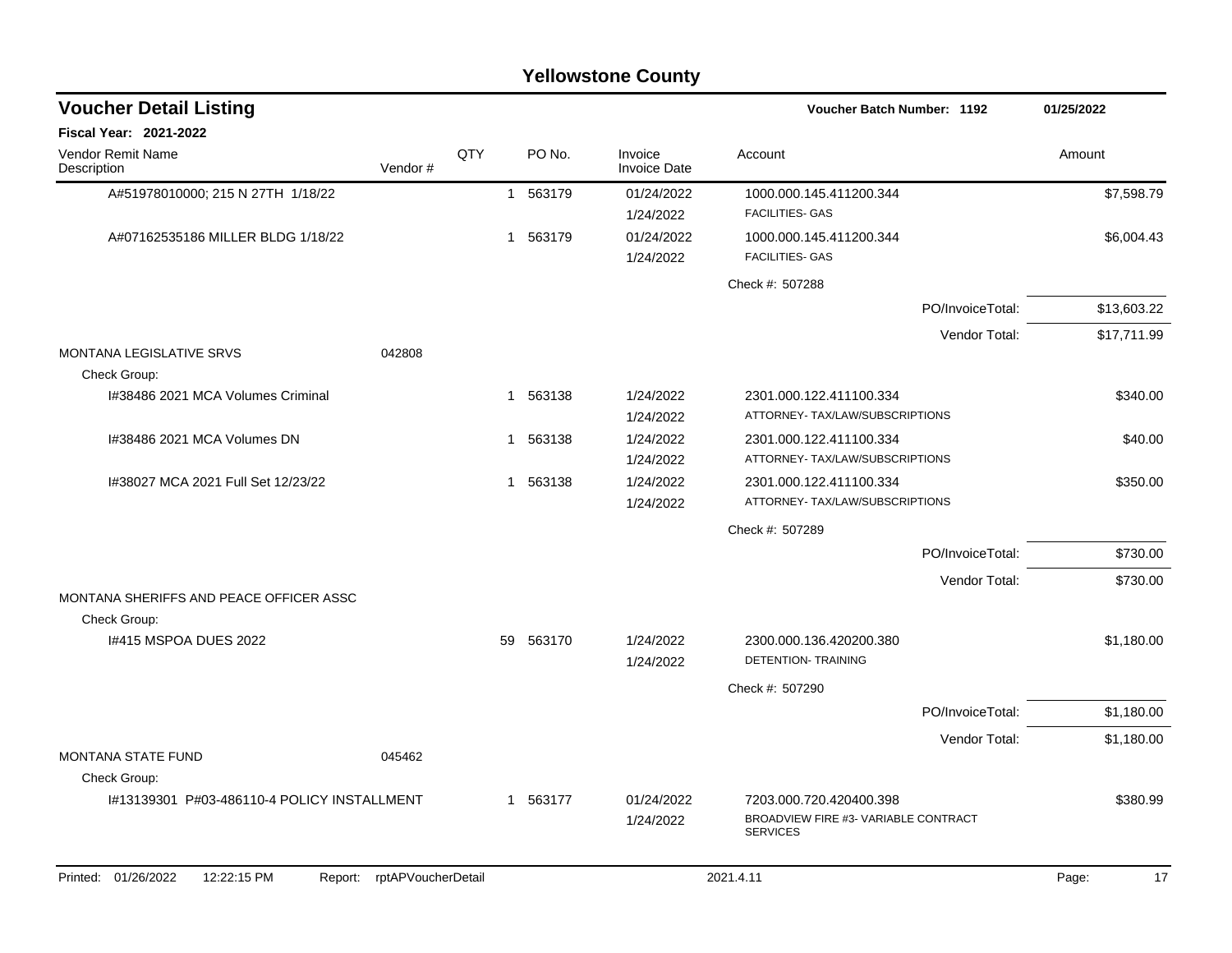# Yellowstone County

## Voucher Detail Listing

Voucher Batch Number: 1192 — 01/25/2022

**Fiscal Year: 2021-2022**

| Vendor Remit Name / Description | Vendor # | QTY | PO No. | Invoice / Invoice Date | Account | Amount |
|---|---|---|---|---|---|---|
| A#51978010000; 215 N 27TH 1/18/22 | | 1 | 563179 | 01/24/2022 / 1/24/2022 | 1000.000.145.411200.344 FACILITIES- GAS | $7,598.79 |
| A#07162535186 MILLER BLDG 1/18/22 | | 1 | 563179 | 01/24/2022 / 1/24/2022 | 1000.000.145.411200.344 FACILITIES- GAS | $6,004.43 |
| | | | | | Check #: 507288 | |
| | | | | | PO/InvoiceTotal: | $13,603.22 |
| | | | | | Vendor Total: | $17,711.99 |
| MONTANA LEGISLATIVE SRVS | 042808 | | | | | |
| Check Group: | | | | | | |
| I#38486 2021 MCA Volumes Criminal | | 1 | 563138 | 1/24/2022 / 1/24/2022 | 2301.000.122.411100.334 ATTORNEY- TAX/LAW/SUBSCRIPTIONS | $340.00 |
| I#38486 2021 MCA Volumes DN | | 1 | 563138 | 1/24/2022 / 1/24/2022 | 2301.000.122.411100.334 ATTORNEY- TAX/LAW/SUBSCRIPTIONS | $40.00 |
| I#38027 MCA 2021 Full Set 12/23/22 | | 1 | 563138 | 1/24/2022 / 1/24/2022 | 2301.000.122.411100.334 ATTORNEY- TAX/LAW/SUBSCRIPTIONS | $350.00 |
| | | | | | Check #: 507289 | |
| | | | | | PO/InvoiceTotal: | $730.00 |
| | | | | | Vendor Total: | $730.00 |
| MONTANA SHERIFFS AND PEACE OFFICER ASSC | | | | | | |
| Check Group: | | | | | | |
| I#415 MSPOA DUES 2022 | | 59 | 563170 | 1/24/2022 / 1/24/2022 | 2300.000.136.420200.380 DETENTION- TRAINING | $1,180.00 |
| | | | | | Check #: 507290 | |
| | | | | | PO/InvoiceTotal: | $1,180.00 |
| | | | | | Vendor Total: | $1,180.00 |
| MONTANA STATE FUND | 045462 | | | | | |
| Check Group: | | | | | | |
| I#13139301 P#03-486110-4 POLICY INSTALLMENT | | 1 | 563177 | 01/24/2022 / 1/24/2022 | 7203.000.720.420400.398 BROADVIEW FIRE #3- VARIABLE CONTRACT SERVICES | $380.99 |

Printed: 01/26/2022 12:22:15 PM Report: rptAPVoucherDetail 2021.4.11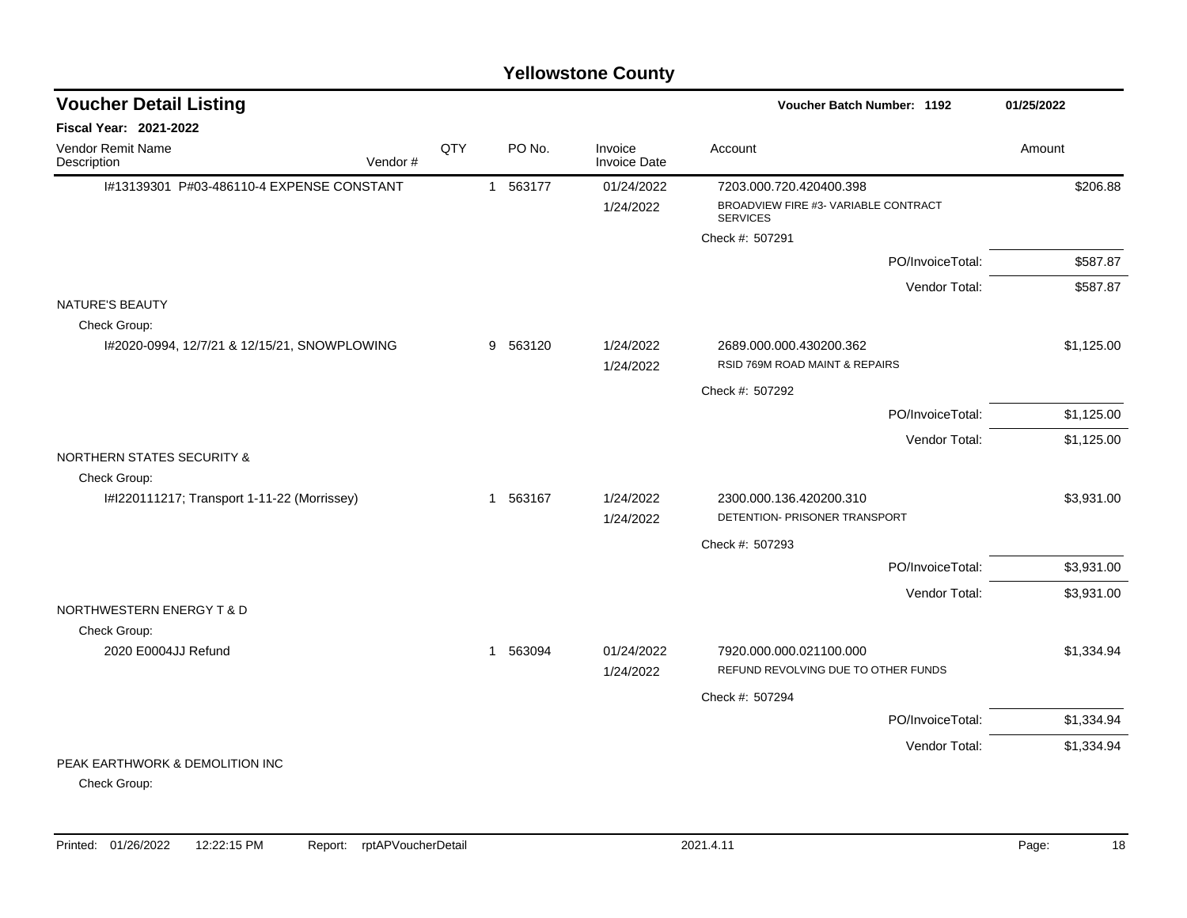# Yellowstone County

## Voucher Detail Listing

**Voucher Batch Number: 1192** | **01/25/2022**

**Fiscal Year: 2021-2022**

| Vendor Remit Name / Description | Vendor # | QTY | PO No. | Invoice / Invoice Date | Account | Amount |
|---|---|---|---|---|---|---|
| I#13139301 P#03-486110-4 EXPENSE CONSTANT | | 1 | 563177 | 01/24/2022 | 7203.000.720.420400.398 | $206.88 |
| | | | | 1/24/2022 | BROADVIEW FIRE #3- VARIABLE CONTRACT SERVICES | |
| | | | | | Check #: 507291 | |
| | | | | | PO/InvoiceTotal: | $587.87 |
| | | | | | Vendor Total: | $587.87 |
| NATURE'S BEAUTY | | | | | | |
| Check Group: | | | | | | |
| I#2020-0994, 12/7/21 & 12/15/21, SNOWPLOWING | | 9 | 563120 | 1/24/2022 | 2689.000.000.430200.362 | $1,125.00 |
| | | | | 1/24/2022 | RSID 769M ROAD MAINT & REPAIRS | |
| | | | | | Check #: 507292 | |
| | | | | | PO/InvoiceTotal: | $1,125.00 |
| | | | | | Vendor Total: | $1,125.00 |
| NORTHERN STATES SECURITY & | | | | | | |
| Check Group: | | | | | | |
| I#I220111217; Transport 1-11-22 (Morrissey) | | 1 | 563167 | 1/24/2022 | 2300.000.136.420200.310 | $3,931.00 |
| | | | | 1/24/2022 | DETENTION- PRISONER TRANSPORT | |
| | | | | | Check #: 507293 | |
| | | | | | PO/InvoiceTotal: | $3,931.00 |
| | | | | | Vendor Total: | $3,931.00 |
| NORTHWESTERN ENERGY T & D | | | | | | |
| Check Group: | | | | | | |
| 2020 E0004JJ Refund | | 1 | 563094 | 01/24/2022 | 7920.000.000.021100.000 | $1,334.94 |
| | | | | 1/24/2022 | REFUND REVOLVING DUE TO OTHER FUNDS | |
| | | | | | Check #: 507294 | |
| | | | | | PO/InvoiceTotal: | $1,334.94 |
| | | | | | Vendor Total: | $1,334.94 |
| PEAK EARTHWORK & DEMOLITION INC | | | | | | |
| Check Group: | | | | | | |

Printed: 01/26/2022 12:22:15 PM Report: rptAPVoucherDetail 2021.4.11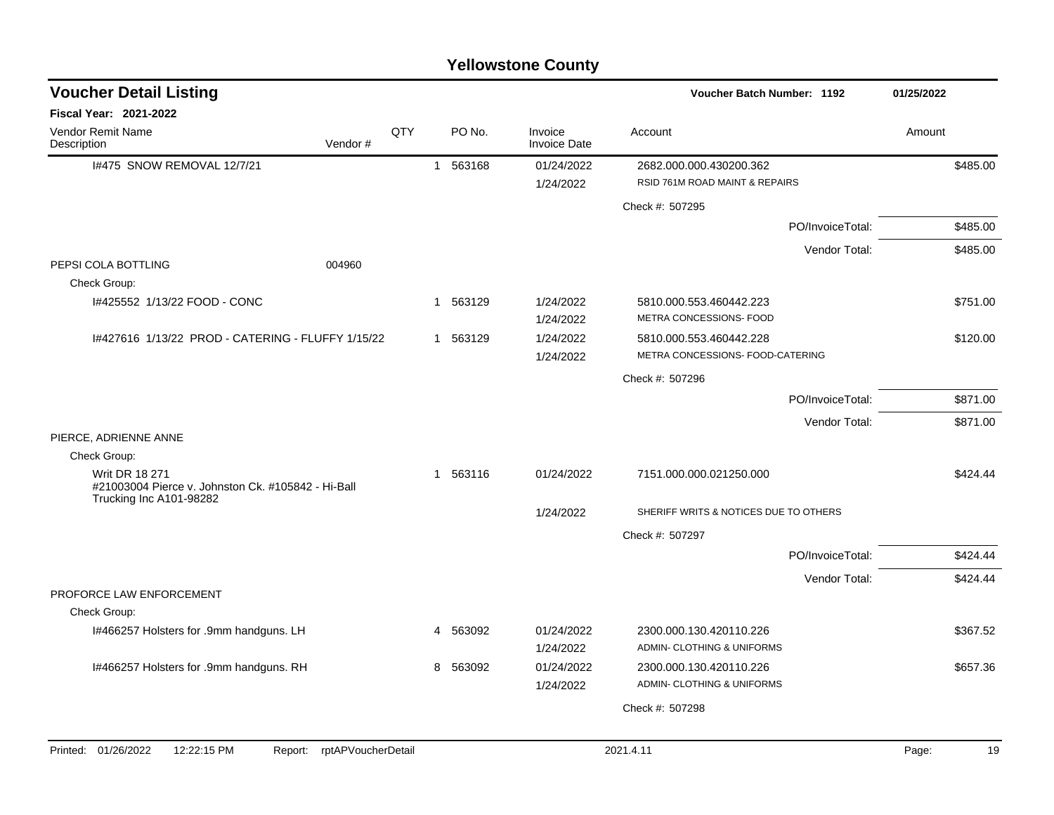## Yellowstone County

## Voucher Detail Listing

**Voucher Batch Number: 1192** — 01/25/2022

**Fiscal Year: 2021-2022**

| Vendor Remit Name / Description | Vendor # | QTY | PO No. | Invoice / Invoice Date | Account | Amount |
|---|---|---|---|---|---|---|
| I#475 SNOW REMOVAL 12/7/21 | | 1 | 563168 | 01/24/2022 | 2682.000.000.430200.362 | $485.00 |
| | | | | 1/24/2022 | RSID 761M ROAD MAINT & REPAIRS | |
| | | | | | Check #: 507295 | |
| | | | | | PO/InvoiceTotal: | $485.00 |
| | | | | | Vendor Total: | $485.00 |
| PEPSI COLA BOTTLING | 004960 | | | | | |
| Check Group: | | | | | | |
| I#425552 1/13/22 FOOD - CONC | | 1 | 563129 | 1/24/2022 | 5810.000.553.460442.223 | $751.00 |
| | | | | 1/24/2022 | METRA CONCESSIONS- FOOD | |
| I#427616 1/13/22 PROD - CATERING - FLUFFY 1/15/22 | | 1 | 563129 | 1/24/2022 | 5810.000.553.460442.228 | $120.00 |
| | | | | 1/24/2022 | METRA CONCESSIONS- FOOD-CATERING | |
| | | | | | Check #: 507296 | |
| | | | | | PO/InvoiceTotal: | $871.00 |
| | | | | | Vendor Total: | $871.00 |
| PIERCE, ADRIENNE ANNE | | | | | | |
| Check Group: | | | | | | |
| Writ DR 18 271 #21003004 Pierce v. Johnston Ck. #105842 - Hi-Ball Trucking Inc A101-98282 | | 1 | 563116 | 01/24/2022 | 7151.000.000.021250.000 | $424.44 |
| | | | | 1/24/2022 | SHERIFF WRITS & NOTICES DUE TO OTHERS | |
| | | | | | Check #: 507297 | |
| | | | | | PO/InvoiceTotal: | $424.44 |
| | | | | | Vendor Total: | $424.44 |
| PROFORCE LAW ENFORCEMENT | | | | | | |
| Check Group: | | | | | | |
| I#466257 Holsters for .9mm handguns. LH | | 4 | 563092 | 01/24/2022 | 2300.000.130.420110.226 | $367.52 |
| | | | | 1/24/2022 | ADMIN- CLOTHING & UNIFORMS | |
| I#466257 Holsters for .9mm handguns. RH | | 8 | 563092 | 01/24/2022 | 2300.000.130.420110.226 | $657.36 |
| | | | | 1/24/2022 | ADMIN- CLOTHING & UNIFORMS | |
| | | | | | Check #: 507298 | |

Printed: 01/26/2022 12:22:15 PM Report: rptAPVoucherDetail 2021.4.11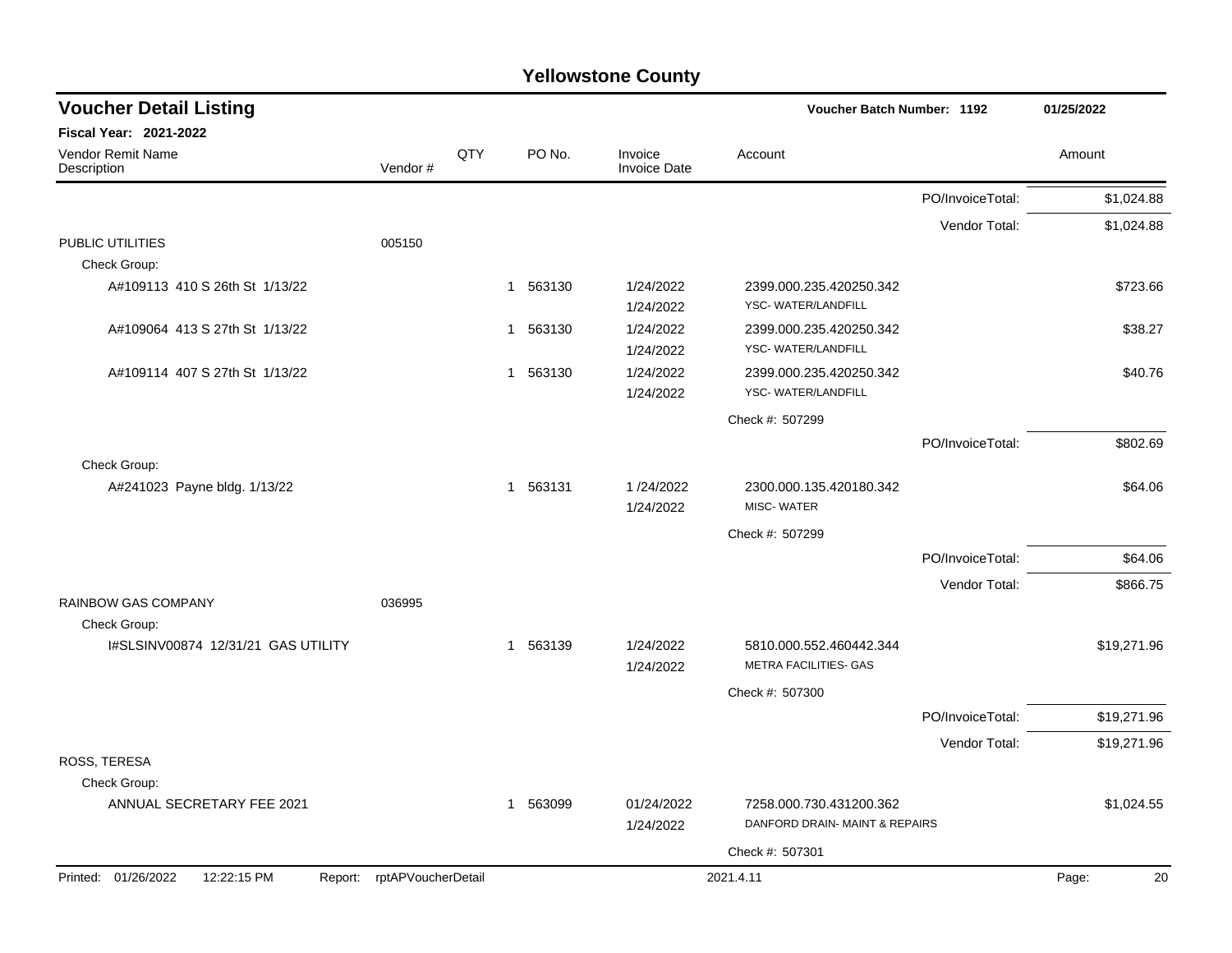# Yellowstone County

## Voucher Detail Listing

**Voucher Batch Number: 1192** — 01/25/2022

**Fiscal Year: 2021-2022**

| Vendor Remit Name / Description | Vendor # | QTY | PO No. | Invoice / Invoice Date | Account | | Amount |
|---|---|---|---|---|---|---|---|
| | | | | | | PO/InvoiceTotal: | $1,024.88 |
| | | | | | | Vendor Total: | $1,024.88 |
| PUBLIC UTILITIES | 005150 | | | | | | |
| Check Group: | | | | | | | |
| A#109113 410 S 26th St 1/13/22 | | 1 | 563130 | 1/24/2022<br>1/24/2022 | 2399.000.235.420250.342<br>YSC- WATER/LANDFILL | | $723.66 |
| A#109064 413 S 27th St 1/13/22 | | 1 | 563130 | 1/24/2022<br>1/24/2022 | 2399.000.235.420250.342<br>YSC- WATER/LANDFILL | | $38.27 |
| A#109114 407 S 27th St 1/13/22 | | 1 | 563130 | 1/24/2022<br>1/24/2022 | 2399.000.235.420250.342<br>YSC- WATER/LANDFILL | | $40.76 |
| | | | | | Check #: 507299 | | |
| | | | | | | PO/InvoiceTotal: | $802.69 |
| Check Group: | | | | | | | |
| A#241023 Payne bldg. 1/13/22 | | 1 | 563131 | 1 /24/2022<br>1/24/2022 | 2300.000.135.420180.342<br>MISC- WATER | | $64.06 |
| | | | | | Check #: 507299 | | |
| | | | | | | PO/InvoiceTotal: | $64.06 |
| | | | | | | Vendor Total: | $866.75 |
| RAINBOW GAS COMPANY | 036995 | | | | | | |
| Check Group: | | | | | | | |
| I#SLSINV00874 12/31/21 GAS UTILITY | | 1 | 563139 | 1/24/2022<br>1/24/2022 | 5810.000.552.460442.344<br>METRA FACILITIES- GAS | | $19,271.96 |
| | | | | | Check #: 507300 | | |
| | | | | | | PO/InvoiceTotal: | $19,271.96 |
| | | | | | | Vendor Total: | $19,271.96 |
| ROSS, TERESA | | | | | | | |
| Check Group: | | | | | | | |
| ANNUAL SECRETARY FEE 2021 | | 1 | 563099 | 01/24/2022<br>1/24/2022 | 7258.000.730.431200.362<br>DANFORD DRAIN- MAINT & REPAIRS | | $1,024.55 |
| | | | | | Check #: 507301 | | |

Printed: 01/26/2022 12:22:15 PM Report: rptAPVoucherDetail 2021.4.11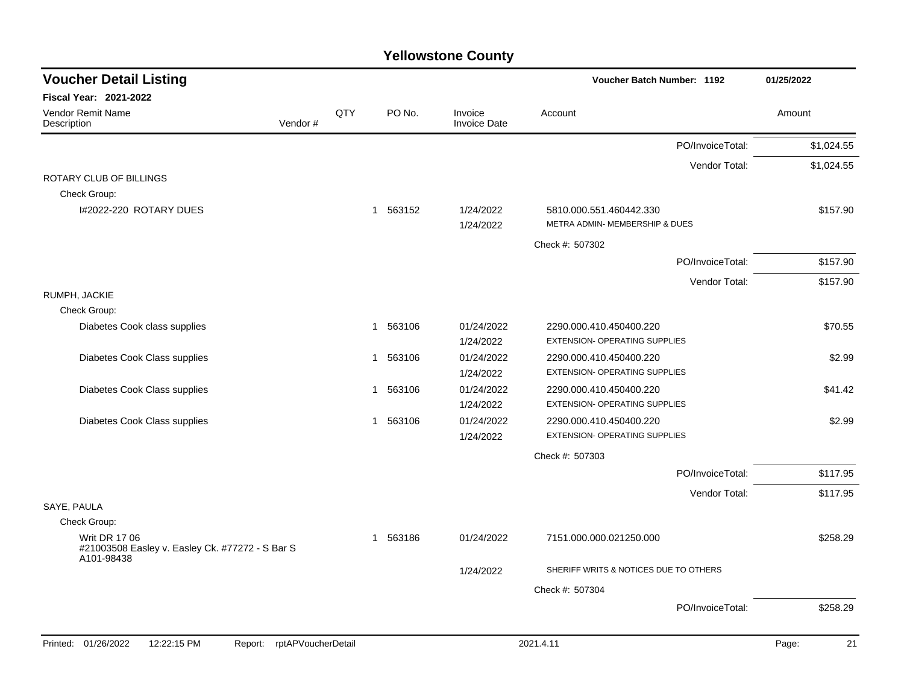# Yellowstone County

## Voucher Detail Listing

**Voucher Batch Number: 1192** — 01/25/2022

**Fiscal Year: 2021-2022**

| Vendor Remit Name / Description | Vendor # | QTY | PO No. | Invoice / Invoice Date | Account | Amount |
|---|---|---|---|---|---|---|
| | | | | | PO/InvoiceTotal: | $1,024.55 |
| | | | | | Vendor Total: | $1,024.55 |
| **ROTARY CLUB OF BILLINGS** | | | | | | |
| Check Group: | | | | | | |
| I#2022-220 ROTARY DUES | | 1 | 563152 | 1/24/2022<br>1/24/2022 | 5810.000.551.460442.330<br>METRA ADMIN- MEMBERSHIP & DUES | $157.90 |
| | | | | | Check #: 507302 | |
| | | | | | PO/InvoiceTotal: | $157.90 |
| | | | | | Vendor Total: | $157.90 |
| **RUMPH, JACKIE** | | | | | | |
| Check Group: | | | | | | |
| Diabetes Cook class supplies | | 1 | 563106 | 01/24/2022<br>1/24/2022 | 2290.000.410.450400.220<br>EXTENSION- OPERATING SUPPLIES | $70.55 |
| Diabetes Cook Class supplies | | 1 | 563106 | 01/24/2022<br>1/24/2022 | 2290.000.410.450400.220<br>EXTENSION- OPERATING SUPPLIES | $2.99 |
| Diabetes Cook Class supplies | | 1 | 563106 | 01/24/2022<br>1/24/2022 | 2290.000.410.450400.220<br>EXTENSION- OPERATING SUPPLIES | $41.42 |
| Diabetes Cook Class supplies | | 1 | 563106 | 01/24/2022<br>1/24/2022 | 2290.000.410.450400.220<br>EXTENSION- OPERATING SUPPLIES | $2.99 |
| | | | | | Check #: 507303 | |
| | | | | | PO/InvoiceTotal: | $117.95 |
| | | | | | Vendor Total: | $117.95 |
| **SAYE, PAULA** | | | | | | |
| Check Group: | | | | | | |
| Writ DR 17 06 #21003508 Easley v. Easley Ck. #77272 - S Bar S A101-98438 | | 1 | 563186 | 01/24/2022<br>1/24/2022 | 7151.000.000.021250.000<br>SHERIFF WRITS & NOTICES DUE TO OTHERS | $258.29 |
| | | | | | Check #: 507304 | |
| | | | | | PO/InvoiceTotal: | $258.29 |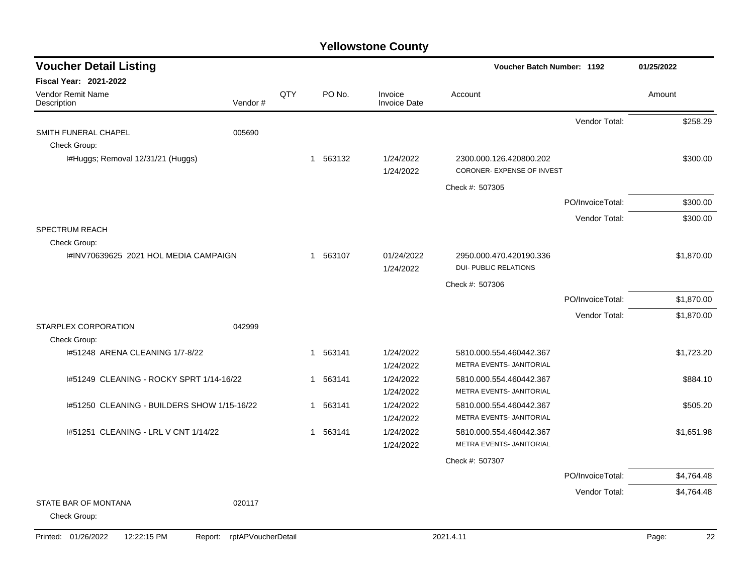# Yellowstone County

## Voucher Detail Listing

Voucher Batch Number: 1192 — 01/25/2022

**Fiscal Year: 2021-2022**

| Vendor Remit Name / Description | Vendor # | QTY | PO No. | Invoice / Invoice Date | Account | | Amount |
|---|---|---|---|---|---|---|---|
| | | | | | | Vendor Total: | $258.29 |
| SMITH FUNERAL CHAPEL | 005690 | | | | | | |
| Check Group: | | | | | | | |
| I#Huggs; Removal 12/31/21 (Huggs) | | 1 | 563132 | 1/24/2022<br>1/24/2022 | 2300.000.126.420800.202<br>CORONER- EXPENSE OF INVEST | | $300.00 |
| | | | | | Check #: 507305 | | |
| | | | | | | PO/InvoiceTotal: | $300.00 |
| | | | | | | Vendor Total: | $300.00 |
| SPECTRUM REACH | | | | | | | |
| Check Group: | | | | | | | |
| I#INV70639625 2021 HOL MEDIA CAMPAIGN | | 1 | 563107 | 01/24/2022<br>1/24/2022 | 2950.000.470.420190.336<br>DUI- PUBLIC RELATIONS | | $1,870.00 |
| | | | | | Check #: 507306 | | |
| | | | | | | PO/InvoiceTotal: | $1,870.00 |
| | | | | | | Vendor Total: | $1,870.00 |
| STARPLEX CORPORATION | 042999 | | | | | | |
| Check Group: | | | | | | | |
| I#51248 ARENA CLEANING 1/7-8/22 | | 1 | 563141 | 1/24/2022<br>1/24/2022 | 5810.000.554.460442.367<br>METRA EVENTS- JANITORIAL | | $1,723.20 |
| I#51249 CLEANING - ROCKY SPRT 1/14-16/22 | | 1 | 563141 | 1/24/2022<br>1/24/2022 | 5810.000.554.460442.367<br>METRA EVENTS- JANITORIAL | | $884.10 |
| I#51250 CLEANING - BUILDERS SHOW 1/15-16/22 | | 1 | 563141 | 1/24/2022<br>1/24/2022 | 5810.000.554.460442.367<br>METRA EVENTS- JANITORIAL | | $505.20 |
| I#51251 CLEANING - LRL V CNT 1/14/22 | | 1 | 563141 | 1/24/2022<br>1/24/2022 | 5810.000.554.460442.367<br>METRA EVENTS- JANITORIAL | | $1,651.98 |
| | | | | | Check #: 507307 | | |
| | | | | | | PO/InvoiceTotal: | $4,764.48 |
| | | | | | | Vendor Total: | $4,764.48 |
| STATE BAR OF MONTANA | 020117 | | | | | | |
| Check Group: | | | | | | | |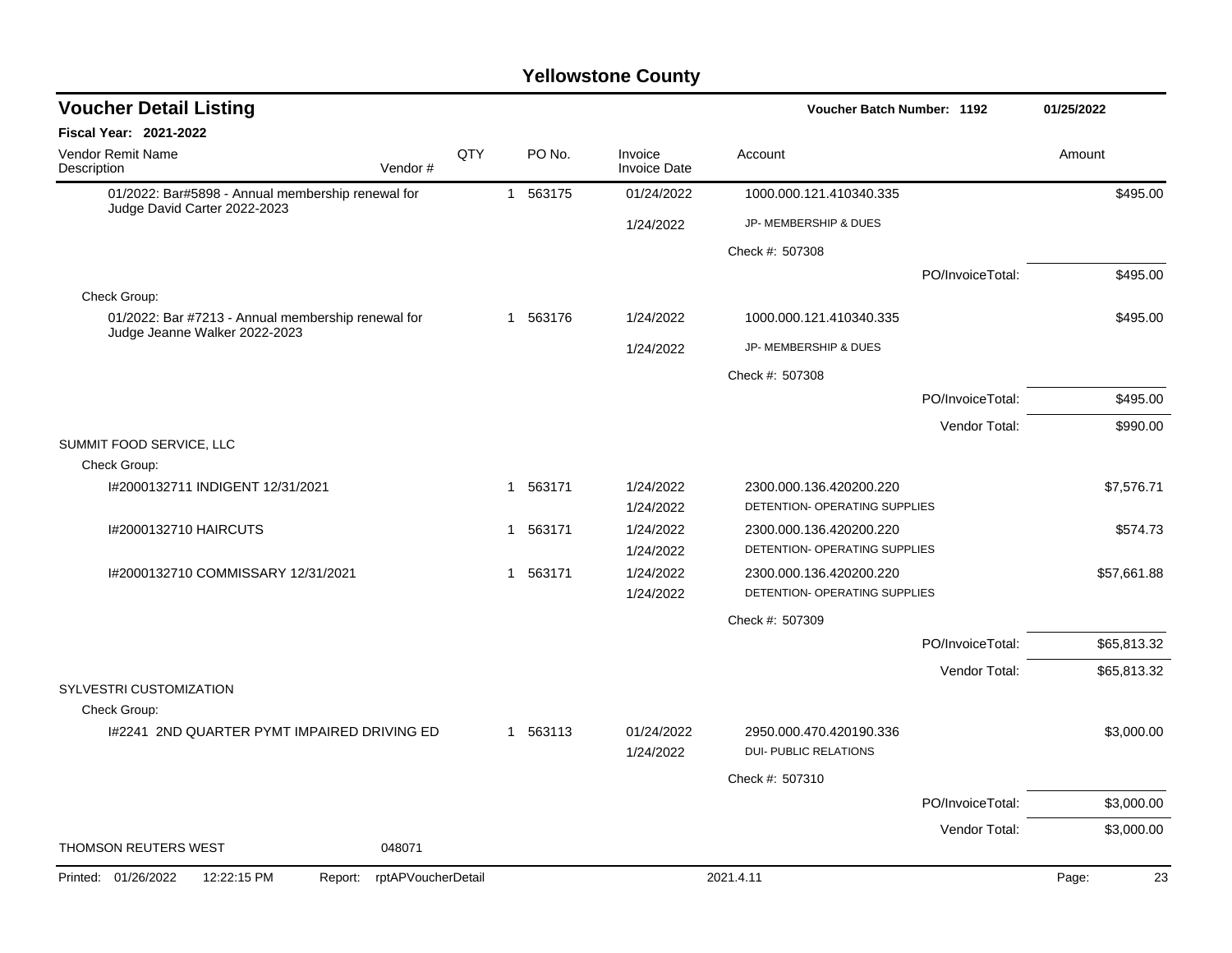# Yellowstone County

## Voucher Detail Listing

**Voucher Batch Number: 1192** — 01/25/2022

**Fiscal Year: 2021-2022**

| Vendor Remit Name / Description | Vendor # | QTY | PO No. | Invoice / Invoice Date | Account | Amount |
|---|---|---|---|---|---|---|
| 01/2022: Bar#5898 - Annual membership renewal for Judge David Carter 2022-2023 | | 1 | 563175 | 01/24/2022 | 1000.000.121.410340.335 | $495.00 |
| | | | | 1/24/2022 | JP- MEMBERSHIP & DUES | |
| | | | | | Check #: 507308 | |
| | | | | | PO/InvoiceTotal: | $495.00 |
| Check Group: | | | | | | |
| 01/2022: Bar #7213 - Annual membership renewal for Judge Jeanne Walker 2022-2023 | | 1 | 563176 | 1/24/2022 | 1000.000.121.410340.335 | $495.00 |
| | | | | 1/24/2022 | JP- MEMBERSHIP & DUES | |
| | | | | | Check #: 507308 | |
| | | | | | PO/InvoiceTotal: | $495.00 |
| | | | | | Vendor Total: | $990.00 |
| SUMMIT FOOD SERVICE, LLC | | | | | | |
| Check Group: | | | | | | |
| I#2000132711 INDIGENT 12/31/2021 | | 1 | 563171 | 1/24/2022 | 2300.000.136.420200.220 | $7,576.71 |
| | | | | 1/24/2022 | DETENTION- OPERATING SUPPLIES | |
| I#2000132710 HAIRCUTS | | 1 | 563171 | 1/24/2022 | 2300.000.136.420200.220 | $574.73 |
| | | | | 1/24/2022 | DETENTION- OPERATING SUPPLIES | |
| I#2000132710 COMMISSARY 12/31/2021 | | 1 | 563171 | 1/24/2022 | 2300.000.136.420200.220 | $57,661.88 |
| | | | | 1/24/2022 | DETENTION- OPERATING SUPPLIES | |
| | | | | | Check #: 507309 | |
| | | | | | PO/InvoiceTotal: | $65,813.32 |
| | | | | | Vendor Total: | $65,813.32 |
| SYLVESTRI CUSTOMIZATION | | | | | | |
| Check Group: | | | | | | |
| I#2241 2ND QUARTER PYMT IMPAIRED DRIVING ED | | 1 | 563113 | 01/24/2022 | 2950.000.470.420190.336 | $3,000.00 |
| | | | | 1/24/2022 | DUI- PUBLIC RELATIONS | |
| | | | | | Check #: 507310 | |
| | | | | | PO/InvoiceTotal: | $3,000.00 |
| | | | | | Vendor Total: | $3,000.00 |
| THOMSON REUTERS WEST | 048071 | | | | | |

Printed: 01/26/2022 12:22:15 PM Report: rptAPVoucherDetail 2021.4.11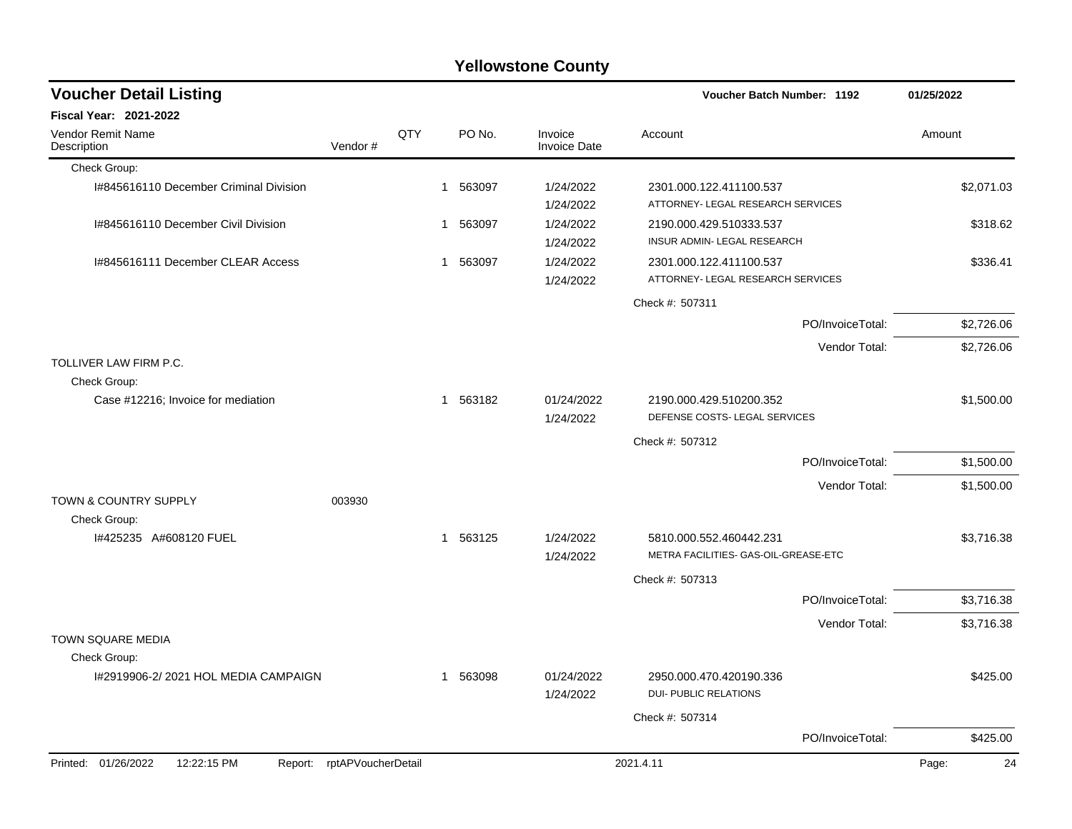# Yellowstone County

## Voucher Detail Listing

**Voucher Batch Number: 1192** 01/25/2022

**Fiscal Year: 2021-2022**

| Vendor Remit Name / Description | Vendor # | QTY | PO No. | Invoice / Invoice Date | Account | Amount |
|---|---|---|---|---|---|---|
| Check Group: | | | | | | |
| I#845616110 December Criminal Division | | 1 | 563097 | 1/24/2022<br>1/24/2022 | 2301.000.122.411100.537<br>ATTORNEY- LEGAL RESEARCH SERVICES | $2,071.03 |
| I#845616110 December Civil Division | | 1 | 563097 | 1/24/2022<br>1/24/2022 | 2190.000.429.510333.537<br>INSUR ADMIN- LEGAL RESEARCH | $318.62 |
| I#845616111 December CLEAR Access | | 1 | 563097 | 1/24/2022<br>1/24/2022 | 2301.000.122.411100.537<br>ATTORNEY- LEGAL RESEARCH SERVICES | $336.41 |
| | | | | | Check #: 507311 | |
| | | | | | PO/InvoiceTotal: | $2,726.06 |
| | | | | | Vendor Total: | $2,726.06 |
| TOLLIVER LAW FIRM P.C. | | | | | | |
| Check Group: | | | | | | |
| Case #12216; Invoice for mediation | | 1 | 563182 | 01/24/2022<br>1/24/2022 | 2190.000.429.510200.352<br>DEFENSE COSTS- LEGAL SERVICES | $1,500.00 |
| | | | | | Check #: 507312 | |
| | | | | | PO/InvoiceTotal: | $1,500.00 |
| | | | | | Vendor Total: | $1,500.00 |
| TOWN & COUNTRY SUPPLY | 003930 | | | | | |
| Check Group: | | | | | | |
| I#425235 A#608120 FUEL | | 1 | 563125 | 1/24/2022<br>1/24/2022 | 5810.000.552.460442.231<br>METRA FACILITIES- GAS-OIL-GREASE-ETC | $3,716.38 |
| | | | | | Check #: 507313 | |
| | | | | | PO/InvoiceTotal: | $3,716.38 |
| | | | | | Vendor Total: | $3,716.38 |
| TOWN SQUARE MEDIA | | | | | | |
| Check Group: | | | | | | |
| I#2919906-2/ 2021 HOL MEDIA CAMPAIGN | | 1 | 563098 | 01/24/2022<br>1/24/2022 | 2950.000.470.420190.336<br>DUI- PUBLIC RELATIONS | $425.00 |
| | | | | | Check #: 507314 | |
| | | | | | PO/InvoiceTotal: | $425.00 |

Printed: 01/26/2022 12:22:15 PM Report: rptAPVoucherDetail 2021.4.11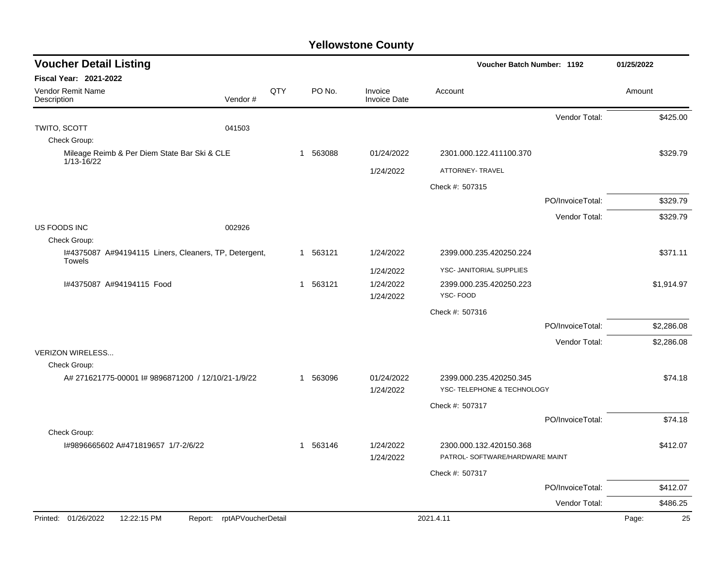# Yellowstone County

## Voucher Detail Listing

**Voucher Batch Number: 1192** — 01/25/2022

**Fiscal Year: 2021-2022**

| Vendor Remit Name / Description | Vendor # | QTY | PO No. | Invoice / Invoice Date | Account | Amount |
|---|---|---|---|---|---|---|
| | | | | | Vendor Total: | $425.00 |
| TWITO, SCOTT | 041503 | | | | | |
| Check Group: | | | | | | |
| Mileage Reimb & Per Diem State Bar Ski & CLE 1/13-16/22 | | 1 | 563088 | 01/24/2022 | 2301.000.122.411100.370 | $329.79 |
| | | | | 1/24/2022 | ATTORNEY- TRAVEL | |
| | | | | | Check #: 507315 | |
| | | | | | PO/InvoiceTotal: | $329.79 |
| | | | | | Vendor Total: | $329.79 |
| US FOODS INC | 002926 | | | | | |
| Check Group: | | | | | | |
| I#4375087 A#94194115 Liners, Cleaners, TP, Detergent, Towels | | 1 | 563121 | 1/24/2022 | 2399.000.235.420250.224 | $371.11 |
| | | | | 1/24/2022 | YSC- JANITORIAL SUPPLIES | |
| I#4375087 A#94194115 Food | | 1 | 563121 | 1/24/2022 | 2399.000.235.420250.223 | $1,914.97 |
| | | | | 1/24/2022 | YSC- FOOD | |
| | | | | | Check #: 507316 | |
| | | | | | PO/InvoiceTotal: | $2,286.08 |
| | | | | | Vendor Total: | $2,286.08 |
| VERIZON WIRELESS... | | | | | | |
| Check Group: | | | | | | |
| A# 271621775-00001 I# 9896871200 / 12/10/21-1/9/22 | | 1 | 563096 | 01/24/2022 | 2399.000.235.420250.345 | $74.18 |
| | | | | 1/24/2022 | YSC- TELEPHONE & TECHNOLOGY | |
| | | | | | Check #: 507317 | |
| | | | | | PO/InvoiceTotal: | $74.18 |
| Check Group: | | | | | | |
| I#9896665602 A#471819657 1/7-2/6/22 | | 1 | 563146 | 1/24/2022 | 2300.000.132.420150.368 | $412.07 |
| | | | | 1/24/2022 | PATROL- SOFTWARE/HARDWARE MAINT | |
| | | | | | Check #: 507317 | |
| | | | | | PO/InvoiceTotal: | $412.07 |
| | | | | | Vendor Total: | $486.25 |

Printed: 01/26/2022 12:22:15 PM Report: rptAPVoucherDetail 2021.4.11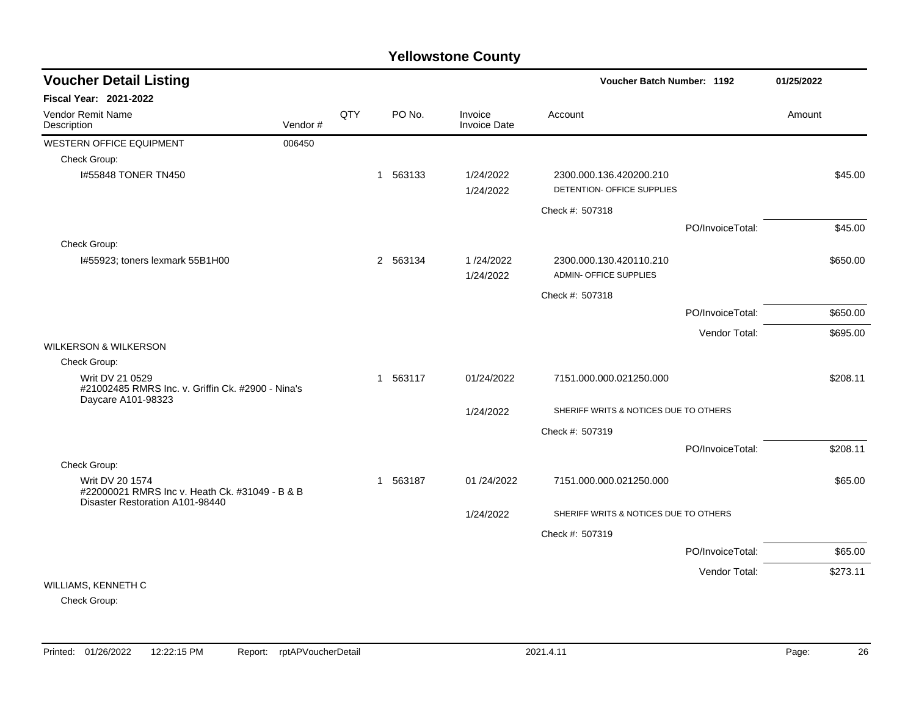# Yellowstone County

## Voucher Detail Listing

**Voucher Batch Number: 1192** — 01/25/2022

**Fiscal Year: 2021-2022**

| Vendor Remit Name / Description | Vendor # | QTY | PO No. | Invoice / Invoice Date | Account | Amount |
|---|---|---|---|---|---|---|
| WESTERN OFFICE EQUIPMENT | 006450 | | | | | |
| Check Group: | | | | | | |
| I#55848 TONER TN450 | | 1 | 563133 | 1/24/2022 | 2300.000.136.420200.210 | $45.00 |
| | | | | 1/24/2022 | DETENTION- OFFICE SUPPLIES | |
| | | | | | Check #: 507318 | |
| | | | | | PO/InvoiceTotal: | $45.00 |
| Check Group: | | | | | | |
| I#55923; toners lexmark 55B1H00 | | 2 | 563134 | 1 /24/2022 | 2300.000.130.420110.210 | $650.00 |
| | | | | 1/24/2022 | ADMIN- OFFICE SUPPLIES | |
| | | | | | Check #: 507318 | |
| | | | | | PO/InvoiceTotal: | $650.00 |
| | | | | | Vendor Total: | $695.00 |
| WILKERSON & WILKERSON | | | | | | |
| Check Group: | | | | | | |
| Writ DV 21 0529 #21002485 RMRS Inc. v. Griffin Ck. #2900 - Nina's Daycare A101-98323 | | 1 | 563117 | 01/24/2022 | 7151.000.000.021250.000 | $208.11 |
| | | | | 1/24/2022 | SHERIFF WRITS & NOTICES DUE TO OTHERS | |
| | | | | | Check #: 507319 | |
| | | | | | PO/InvoiceTotal: | $208.11 |
| Check Group: | | | | | | |
| Writ DV 20 1574 #22000021 RMRS Inc v. Heath Ck. #31049 - B & B Disaster Restoration A101-98440 | | 1 | 563187 | 01 /24/2022 | 7151.000.000.021250.000 | $65.00 |
| | | | | 1/24/2022 | SHERIFF WRITS & NOTICES DUE TO OTHERS | |
| | | | | | Check #: 507319 | |
| | | | | | PO/InvoiceTotal: | $65.00 |
| | | | | | Vendor Total: | $273.11 |
| WILLIAMS, KENNETH C | | | | | | |
| Check Group: | | | | | | |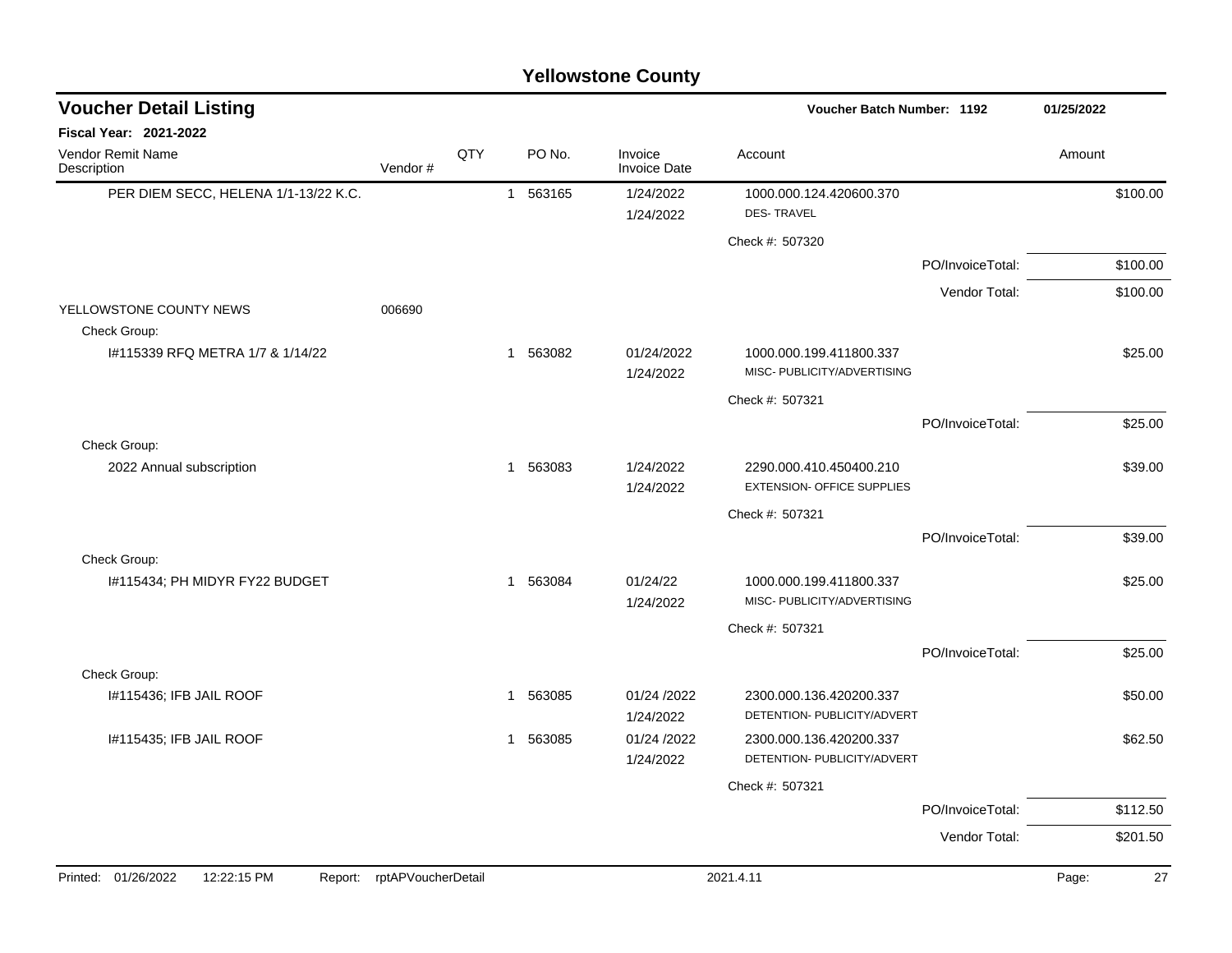# Yellowstone County

## Voucher Detail Listing

**Voucher Batch Number: 1192** | **01/25/2022**

**Fiscal Year: 2021-2022**

| Vendor Remit Name / Description | Vendor # | QTY | PO No. | Invoice / Invoice Date | Account | | Amount |
|---|---|---|---|---|---|---|---|
| PER DIEM SECC, HELENA 1/1-13/22 K.C. | | 1 | 563165 | 1/24/2022<br>1/24/2022 | 1000.000.124.420600.370<br>DES- TRAVEL | | $100.00 |
| | | | | | Check #: 507320 | | |
| | | | | | | PO/InvoiceTotal: | $100.00 |
| | | | | | | Vendor Total: | $100.00 |
| YELLOWSTONE COUNTY NEWS | 006690 | | | | | | |
| Check Group: | | | | | | | |
| I#115339 RFQ METRA 1/7 & 1/14/22 | | 1 | 563082 | 01/24/2022<br>1/24/2022 | 1000.000.199.411800.337<br>MISC- PUBLICITY/ADVERTISING | | $25.00 |
| | | | | | Check #: 507321 | | |
| | | | | | | PO/InvoiceTotal: | $25.00 |
| Check Group: | | | | | | | |
| 2022 Annual subscription | | 1 | 563083 | 1/24/2022<br>1/24/2022 | 2290.000.410.450400.210<br>EXTENSION- OFFICE SUPPLIES | | $39.00 |
| | | | | | Check #: 507321 | | |
| | | | | | | PO/InvoiceTotal: | $39.00 |
| Check Group: | | | | | | | |
| I#115434; PH MIDYR FY22 BUDGET | | 1 | 563084 | 01/24/22<br>1/24/2022 | 1000.000.199.411800.337<br>MISC- PUBLICITY/ADVERTISING | | $25.00 |
| | | | | | Check #: 507321 | | |
| | | | | | | PO/InvoiceTotal: | $25.00 |
| Check Group: | | | | | | | |
| I#115436; IFB JAIL ROOF | | 1 | 563085 | 01/24 /2022<br>1/24/2022 | 2300.000.136.420200.337<br>DETENTION- PUBLICITY/ADVERT | | $50.00 |
| I#115435; IFB JAIL ROOF | | 1 | 563085 | 01/24 /2022<br>1/24/2022 | 2300.000.136.420200.337<br>DETENTION- PUBLICITY/ADVERT | | $62.50 |
| | | | | | Check #: 507321 | | |
| | | | | | | PO/InvoiceTotal: | $112.50 |
| | | | | | | Vendor Total: | $201.50 |

Printed: 01/26/2022 12:22:15 PM Report: rptAPVoucherDetail 2021.4.11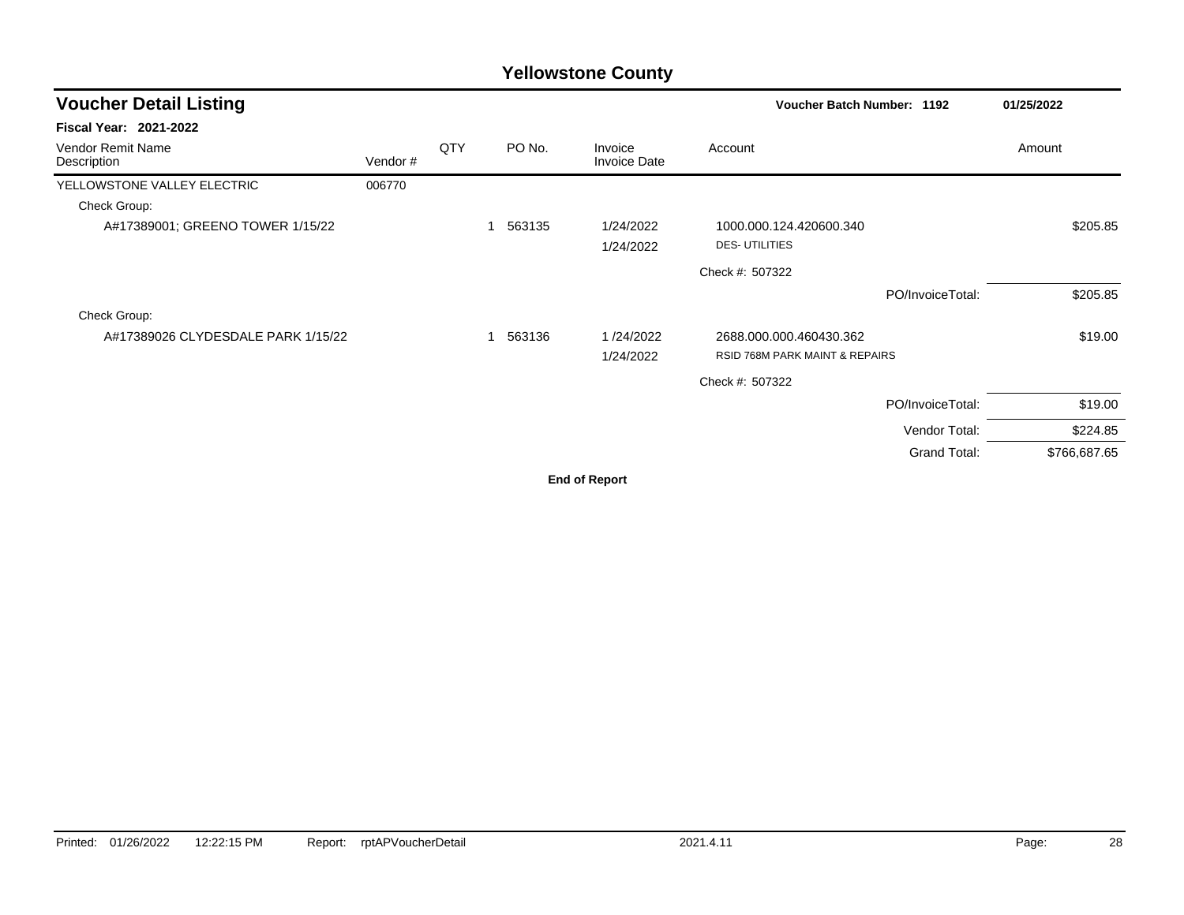# Yellowstone County

## Voucher Detail Listing

**Voucher Batch Number: 1192** 01/25/2022

**Fiscal Year: 2021-2022**

| Vendor Remit Name / Description | Vendor # | QTY | PO No. | Invoice / Invoice Date | Account | Amount |
|---|---|---|---|---|---|---|
| YELLOWSTONE VALLEY ELECTRIC | 006770 | | | | | |
| Check Group: | | | | | | |
| A#17389001; GREENO TOWER 1/15/22 | | 1 | 563135 | 1/24/2022 | 1000.000.124.420600.340 | $205.85 |
| | | | | 1/24/2022 | DES- UTILITIES | |
| | | | | | Check #: 507322 | |
| | | | | | PO/InvoiceTotal: | $205.85 |
| Check Group: | | | | | | |
| A#17389026 CLYDESDALE PARK 1/15/22 | | 1 | 563136 | 1 /24/2022 | 2688.000.000.460430.362 | $19.00 |
| | | | | 1/24/2022 | RSID 768M PARK MAINT & REPAIRS | |
| | | | | | Check #: 507322 | |
| | | | | | PO/InvoiceTotal: | $19.00 |
| | | | | | Vendor Total: | $224.85 |
| | | | | | Grand Total: | $766,687.65 |

**End of Report**